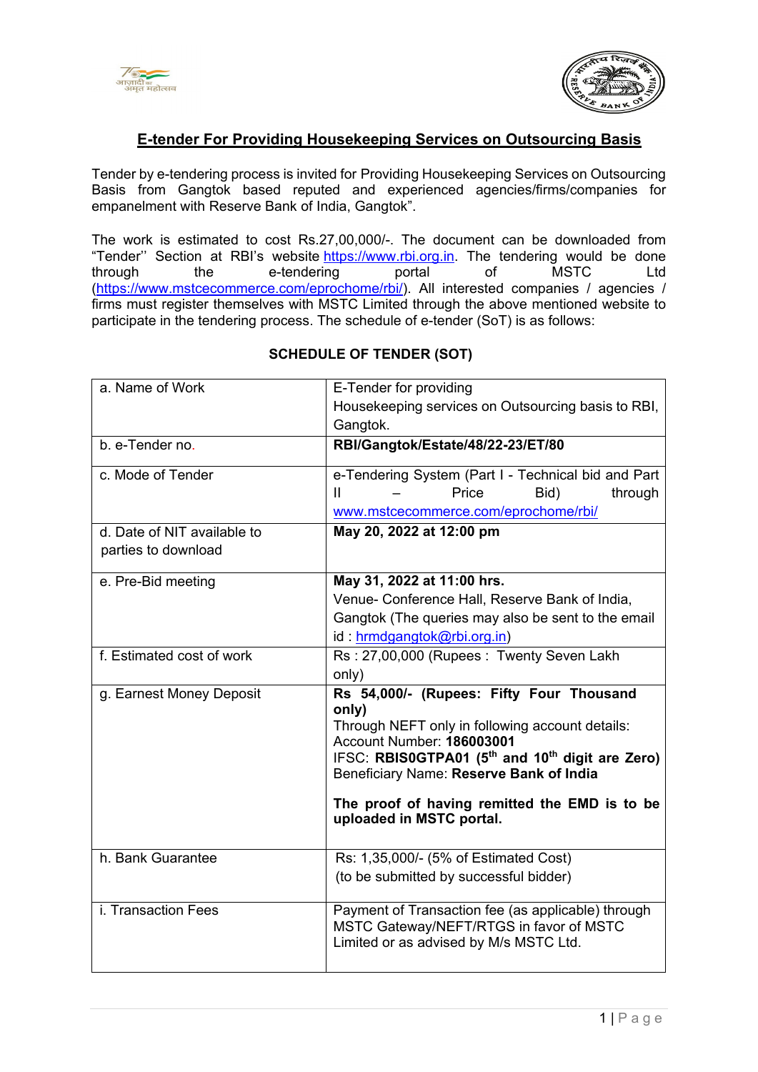## E-tender For Providing Housekeeping Services on Outsourcing Basis

Tender by e-tendering process is invited for Providing Housekeeping Services on Outsourcing Basis from Gangtok based reputed and experienced agencies/firms/companies for empanelment with Reserve Bank of India, Gangtok".

The work is estimated to cost Rs.27,00,000/-. The document can be downloaded from "Tender'' Section at RBI's website https://www.rbi.org.in. The tendering would be done through the e-tendering portal of MSTC Ltd (https://www.mstcecommerce.com/eprochome/rbi/). All interested companies / agencies / firms must register themselves with MSTC Limited through the above mentioned website to participate in the tendering process. The schedule of e-tender (SoT) is as follows:

**SCHEDULE OF TENDER (SOT)**

| | |
|---|---|
| a. Name of Work | E-Tender for providing Housekeeping services on Outsourcing basis to RBI, Gangtok. |
| b. e-Tender no. | **RBI/Gangtok/Estate/48/22-23/ET/80** |
| c. Mode of Tender | e-Tendering System (Part I - Technical bid and Part II – Price Bid) through www.mstcecommerce.com/eprochome/rbi/ |
| d. Date of NIT available to parties to download | **May 20, 2022 at 12:00 pm** |
| e. Pre-Bid meeting | **May 31, 2022 at 11:00 hrs.**<br>Venue- Conference Hall, Reserve Bank of India, Gangtok (The queries may also be sent to the email id : hrmdgangtok@rbi.org.in) |
| f. Estimated cost of work | Rs : 27,00,000 (Rupees : Twenty Seven Lakh only) |
| g. Earnest Money Deposit | **Rs 54,000/- (Rupees: Fifty Four Thousand only)**<br>Through NEFT only in following account details:<br>Account Number: **186003001**<br>IFSC: **RBIS0GTPA01 (5th and 10th digit are Zero)**<br>Beneficiary Name: **Reserve Bank of India**<br><br>**The proof of having remitted the EMD is to be uploaded in MSTC portal.** |
| h. Bank Guarantee | Rs: 1,35,000/- (5% of Estimated Cost)<br>(to be submitted by successful bidder) |
| i. Transaction Fees | Payment of Transaction fee (as applicable) through MSTC Gateway/NEFT/RTGS in favor of MSTC Limited or as advised by M/s MSTC Ltd. |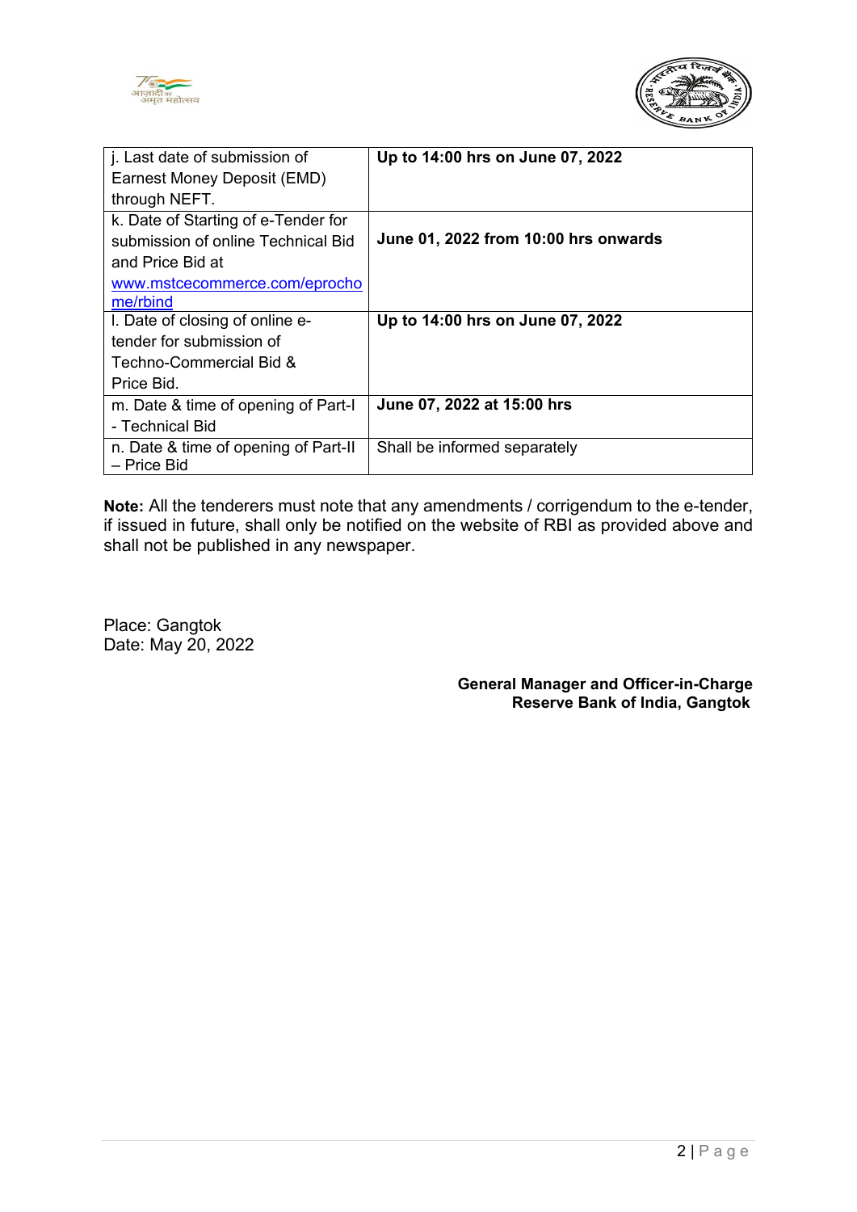| | |
|---|---|
| j. Last date of submission of Earnest Money Deposit (EMD) through NEFT. | **Up to 14:00 hrs on June 07, 2022** |
| k. Date of Starting of e-Tender for submission of online Technical Bid and Price Bid at www.mstcecommerce.com/eprochome/rbind | **June 01, 2022 from 10:00 hrs onwards** |
| l. Date of closing of online e-tender for submission of Techno-Commercial Bid & Price Bid. | **Up to 14:00 hrs on June 07, 2022** |
| m. Date & time of opening of Part-I - Technical Bid | **June 07, 2022 at 15:00 hrs** |
| n. Date & time of opening of Part-II – Price Bid | Shall be informed separately |

**Note:** All the tenderers must note that any amendments / corrigendum to the e-tender, if issued in future, shall only be notified on the website of RBI as provided above and shall not be published in any newspaper.

Place: Gangtok
Date: May 20, 2022

**General Manager and Officer-in-Charge**
**Reserve Bank of India, Gangtok**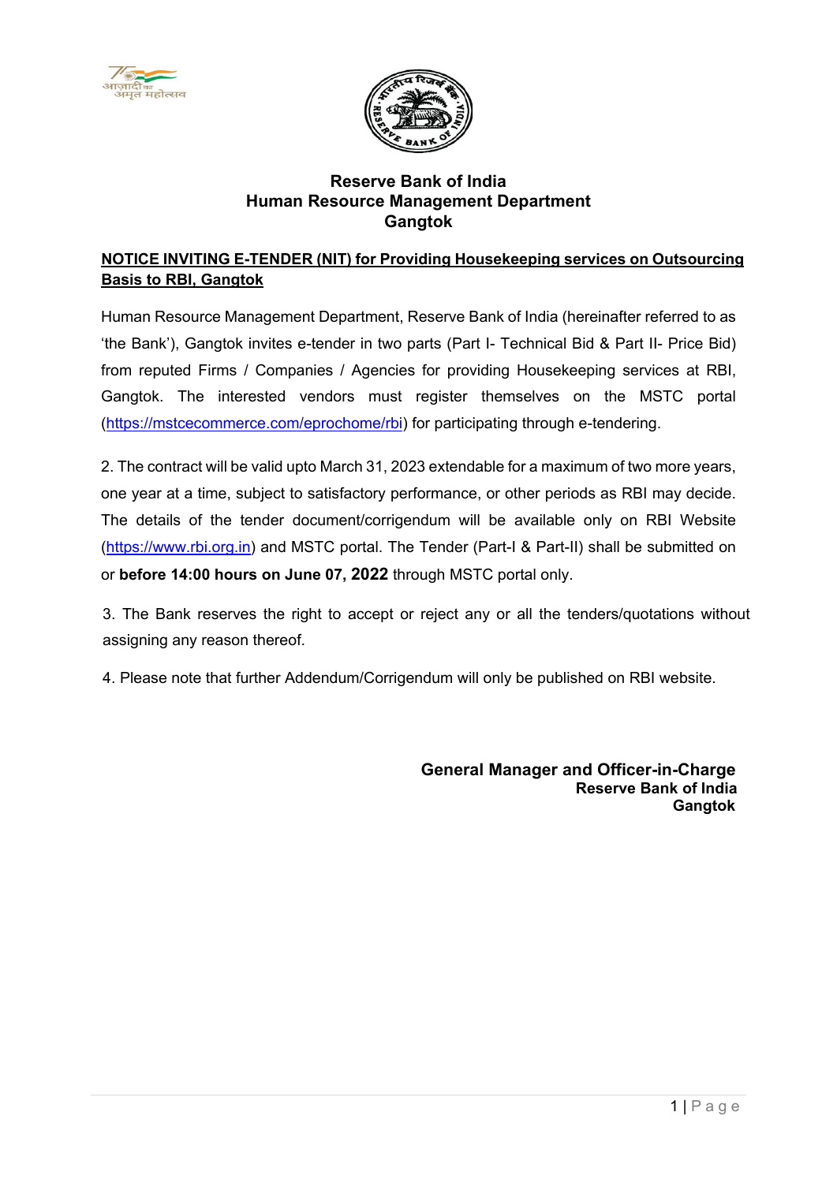**Reserve Bank of India**
**Human Resource Management Department**
**Gangtok**

**NOTICE INVITING E-TENDER (NIT) for Providing Housekeeping services on Outsourcing Basis to RBI, Gangtok**

Human Resource Management Department, Reserve Bank of India (hereinafter referred to as 'the Bank'), Gangtok invites e-tender in two parts (Part I- Technical Bid & Part II- Price Bid) from reputed Firms / Companies / Agencies for providing Housekeeping services at RBI, Gangtok. The interested vendors must register themselves on the MSTC portal (https://mstcecommerce.com/eprochome/rbi) for participating through e-tendering.

2. The contract will be valid upto March 31, 2023 extendable for a maximum of two more years, one year at a time, subject to satisfactory performance, or other periods as RBI may decide. The details of the tender document/corrigendum will be available only on RBI Website (https://www.rbi.org.in) and MSTC portal. The Tender (Part-I & Part-II) shall be submitted on or **before 14:00 hours on June 07, 2022** through MSTC portal only.

3. The Bank reserves the right to accept or reject any or all the tenders/quotations without assigning any reason thereof.

4. Please note that further Addendum/Corrigendum will only be published on RBI website.

**General Manager and Officer-in-Charge**
**Reserve Bank of India**
**Gangtok**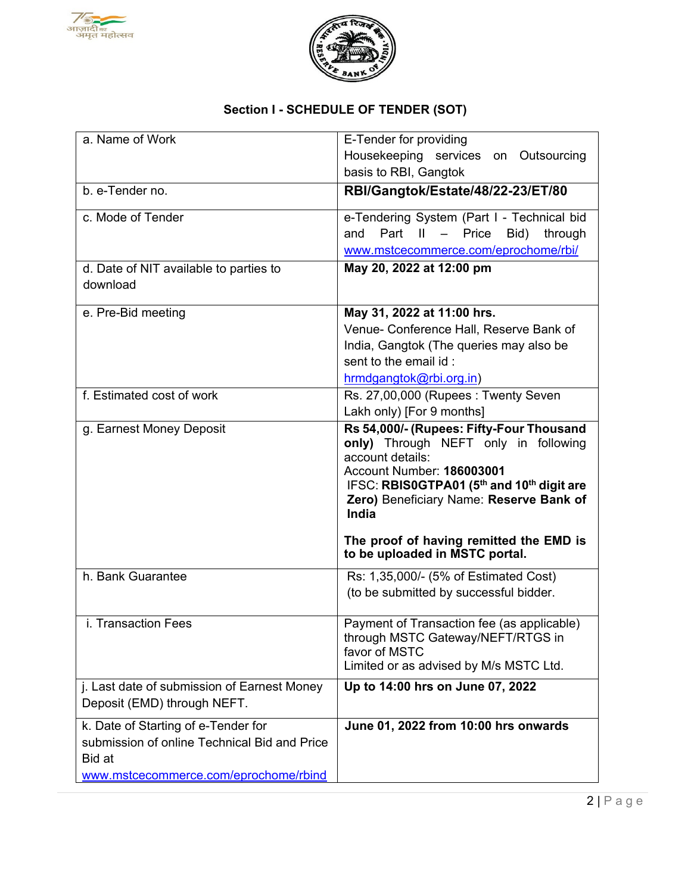## Section I - SCHEDULE OF TENDER (SOT)

| | |
|---|---|
| a. Name of Work | E-Tender for providing Housekeeping services on Outsourcing basis to RBI, Gangtok |
| b. e-Tender no. | **RBI/Gangtok/Estate/48/22-23/ET/80** |
| c. Mode of Tender | e-Tendering System (Part I - Technical bid and Part II – Price Bid) through www.mstcecommerce.com/eprochome/rbi/ |
| d. Date of NIT available to parties to download | **May 20, 2022 at 12:00 pm** |
| e. Pre-Bid meeting | **May 31, 2022 at 11:00 hrs.** Venue- Conference Hall, Reserve Bank of India, Gangtok (The queries may also be sent to the email id : hrmdgangtok@rbi.org.in) |
| f. Estimated cost of work | Rs. 27,00,000 (Rupees : Twenty Seven Lakh only) [For 9 months] |
| g. Earnest Money Deposit | **Rs 54,000/- (Rupees: Fifty-Four Thousand only)** Through NEFT only in following account details: Account Number: **186003001** IFSC: **RBIS0GTPA01 (5th and 10th digit are Zero)** Beneficiary Name: **Reserve Bank of India** **The proof of having remitted the EMD is to be uploaded in MSTC portal.** |
| h. Bank Guarantee | Rs: 1,35,000/- (5% of Estimated Cost) (to be submitted by successful bidder. |
| i. Transaction Fees | Payment of Transaction fee (as applicable) through MSTC Gateway/NEFT/RTGS in favor of MSTC Limited or as advised by M/s MSTC Ltd. |
| j. Last date of submission of Earnest Money Deposit (EMD) through NEFT. | **Up to 14:00 hrs on June 07, 2022** |
| k. Date of Starting of e-Tender for submission of online Technical Bid and Price Bid at www.mstcecommerce.com/eprochome/rbind | **June 01, 2022 from 10:00 hrs onwards** |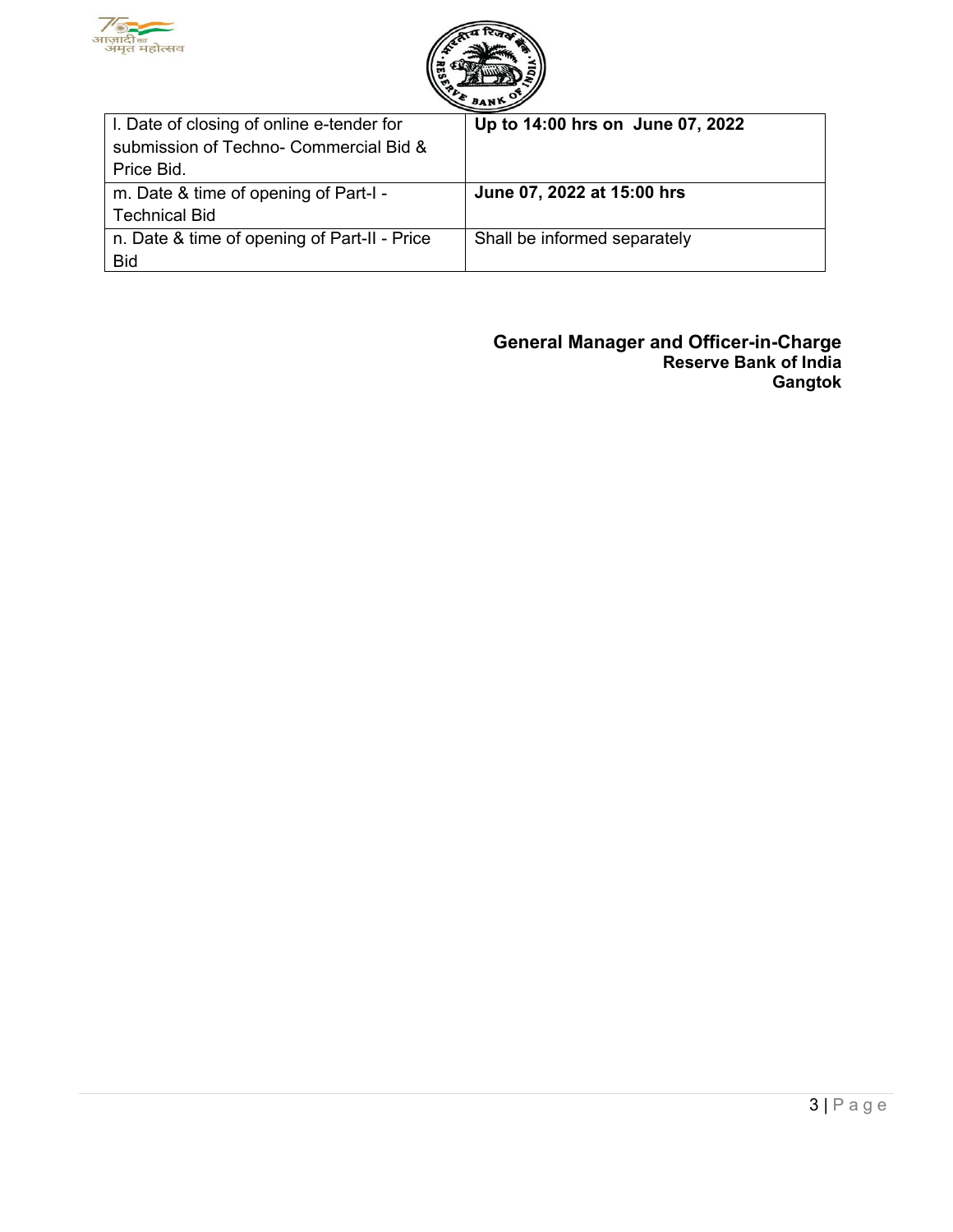| | |
|---|---|
| l. Date of closing of online e-tender for submission of Techno- Commercial Bid & Price Bid. | **Up to 14:00 hrs on June 07, 2022** |
| m. Date & time of opening of Part-I - Technical Bid | **June 07, 2022 at 15:00 hrs** |
| n. Date & time of opening of Part-II - Price Bid | Shall be informed separately |

**General Manager and Officer-in-Charge**
**Reserve Bank of India**
**Gangtok**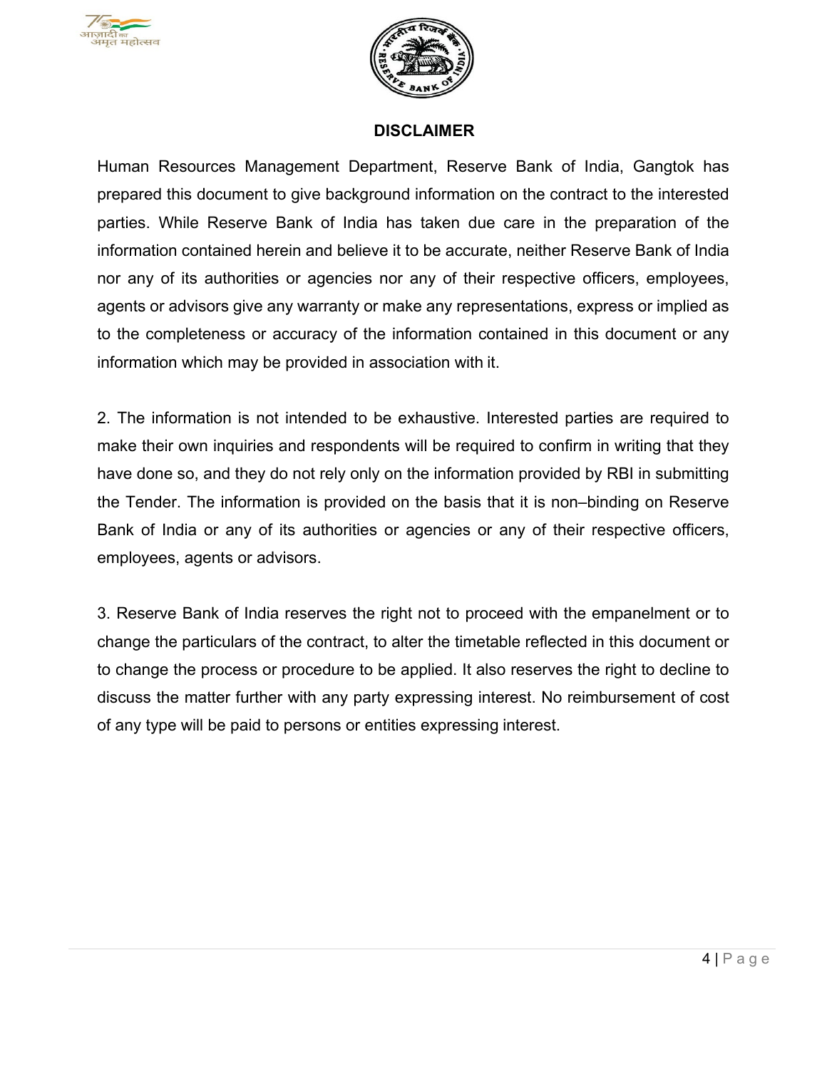## DISCLAIMER

Human Resources Management Department, Reserve Bank of India, Gangtok has prepared this document to give background information on the contract to the interested parties. While Reserve Bank of India has taken due care in the preparation of the information contained herein and believe it to be accurate, neither Reserve Bank of India nor any of its authorities or agencies nor any of their respective officers, employees, agents or advisors give any warranty or make any representations, express or implied as to the completeness or accuracy of the information contained in this document or any information which may be provided in association with it.

2. The information is not intended to be exhaustive. Interested parties are required to make their own inquiries and respondents will be required to confirm in writing that they have done so, and they do not rely only on the information provided by RBI in submitting the Tender. The information is provided on the basis that it is non–binding on Reserve Bank of India or any of its authorities or agencies or any of their respective officers, employees, agents or advisors.

3. Reserve Bank of India reserves the right not to proceed with the empanelment or to change the particulars of the contract, to alter the timetable reflected in this document or to change the process or procedure to be applied. It also reserves the right to decline to discuss the matter further with any party expressing interest. No reimbursement of cost of any type will be paid to persons or entities expressing interest.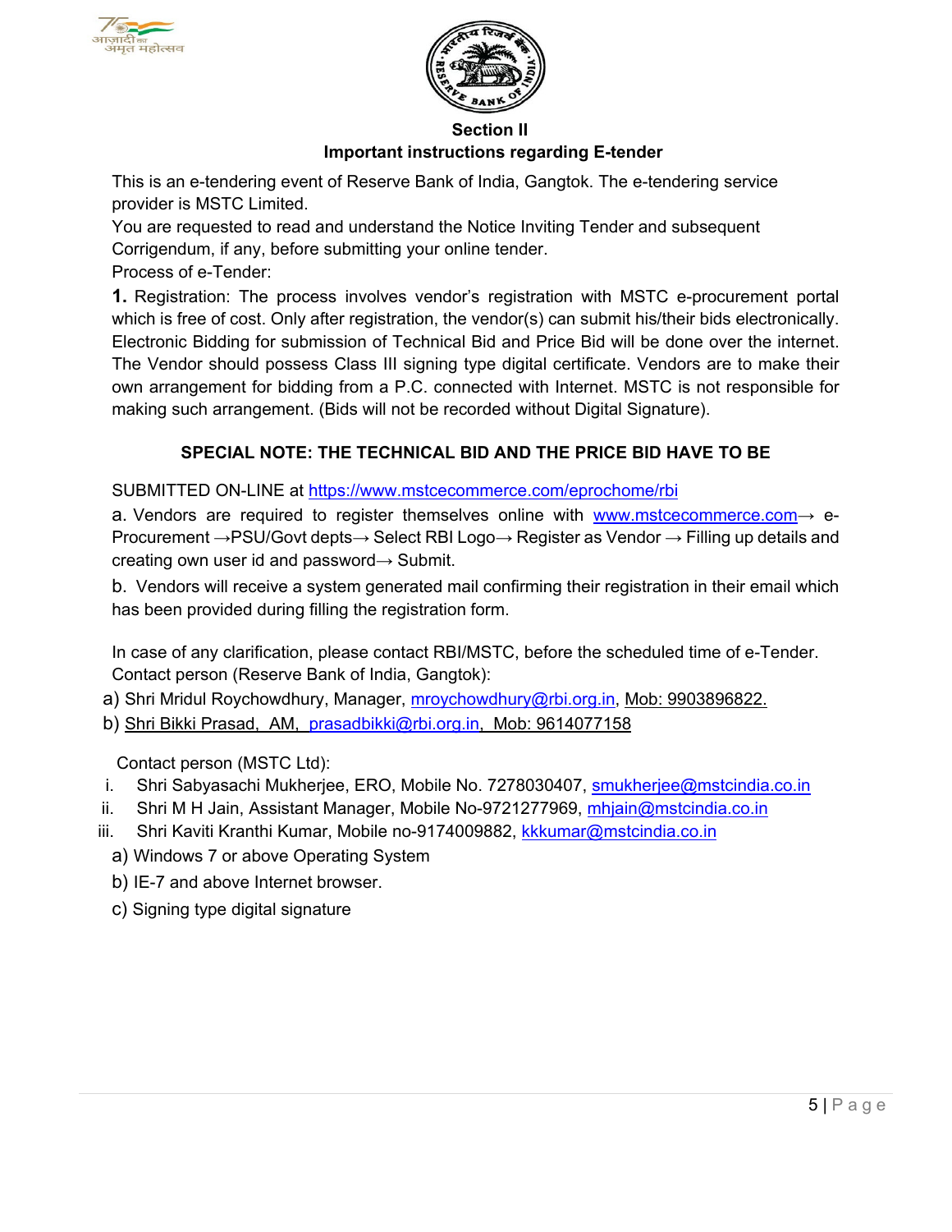## Section II

## Important instructions regarding E-tender

This is an e-tendering event of Reserve Bank of India, Gangtok. The e-tendering service provider is MSTC Limited.

You are requested to read and understand the Notice Inviting Tender and subsequent Corrigendum, if any, before submitting your online tender.

Process of e-Tender:

**1.** Registration: The process involves vendor's registration with MSTC e-procurement portal which is free of cost. Only after registration, the vendor(s) can submit his/their bids electronically. Electronic Bidding for submission of Technical Bid and Price Bid will be done over the internet. The Vendor should possess Class III signing type digital certificate. Vendors are to make their own arrangement for bidding from a P.C. connected with Internet. MSTC is not responsible for making such arrangement. (Bids will not be recorded without Digital Signature).

**SPECIAL NOTE: THE TECHNICAL BID AND THE PRICE BID HAVE TO BE**

SUBMITTED ON-LINE at https://www.mstcecommerce.com/eprochome/rbi

a. Vendors are required to register themselves online with www.mstcecommerce.com→ e-Procurement →PSU/Govt depts→ Select RBI Logo→ Register as Vendor → Filling up details and creating own user id and password→ Submit.

b. Vendors will receive a system generated mail confirming their registration in their email which has been provided during filling the registration form.

In case of any clarification, please contact RBI/MSTC, before the scheduled time of e-Tender.

Contact person (Reserve Bank of India, Gangtok):

a) Shri Mridul Roychowdhury, Manager, mroychowdhury@rbi.org.in, Mob: 9903896822.

b) Shri Bikki Prasad, AM, prasadbikki@rbi.org.in, Mob: 9614077158

Contact person (MSTC Ltd):

i. Shri Sabyasachi Mukherjee, ERO, Mobile No. 7278030407, smukherjee@mstcindia.co.in

ii. Shri M H Jain, Assistant Manager, Mobile No-9721277969, mhjain@mstcindia.co.in

iii. Shri Kaviti Kranthi Kumar, Mobile no-9174009882, kkkumar@mstcindia.co.in

a) Windows 7 or above Operating System

b) IE-7 and above Internet browser.

c) Signing type digital signature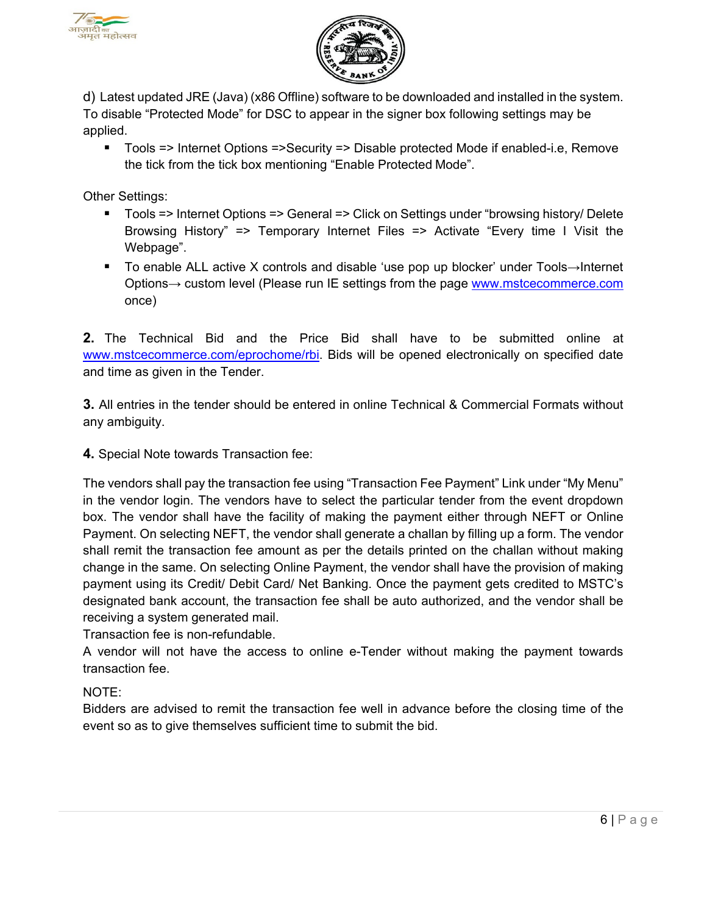d) Latest updated JRE (Java) (x86 Offline) software to be downloaded and installed in the system. To disable "Protected Mode" for DSC to appear in the signer box following settings may be applied.

- Tools => Internet Options =>Security => Disable protected Mode if enabled-i.e, Remove the tick from the tick box mentioning "Enable Protected Mode".

Other Settings:

- Tools => Internet Options => General => Click on Settings under "browsing history/ Delete Browsing History" => Temporary Internet Files => Activate "Every time I Visit the Webpage".
- To enable ALL active X controls and disable 'use pop up blocker' under Tools→Internet Options→ custom level (Please run IE settings from the page [www.mstcecommerce.com](www.mstcecommerce.com) once)

**2.** The Technical Bid and the Price Bid shall have to be submitted online at [www.mstcecommerce.com/eprochome/rbi](www.mstcecommerce.com/eprochome/rbi). Bids will be opened electronically on specified date and time as given in the Tender.

**3.** All entries in the tender should be entered in online Technical & Commercial Formats without any ambiguity.

**4.** Special Note towards Transaction fee:

The vendors shall pay the transaction fee using "Transaction Fee Payment" Link under "My Menu" in the vendor login. The vendors have to select the particular tender from the event dropdown box. The vendor shall have the facility of making the payment either through NEFT or Online Payment. On selecting NEFT, the vendor shall generate a challan by filling up a form. The vendor shall remit the transaction fee amount as per the details printed on the challan without making change in the same. On selecting Online Payment, the vendor shall have the provision of making payment using its Credit/ Debit Card/ Net Banking. Once the payment gets credited to MSTC's designated bank account, the transaction fee shall be auto authorized, and the vendor shall be receiving a system generated mail.
Transaction fee is non-refundable.
A vendor will not have the access to online e-Tender without making the payment towards transaction fee.

NOTE:
Bidders are advised to remit the transaction fee well in advance before the closing time of the event so as to give themselves sufficient time to submit the bid.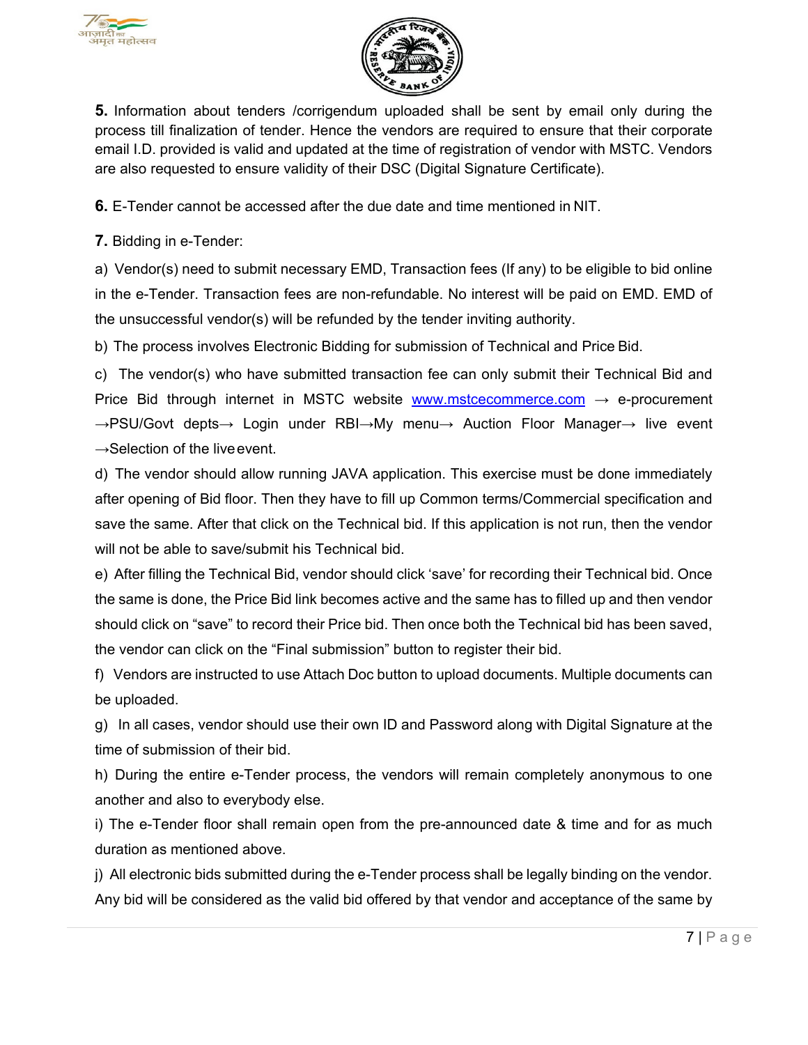**5.** Information about tenders /corrigendum uploaded shall be sent by email only during the process till finalization of tender. Hence the vendors are required to ensure that their corporate email I.D. provided is valid and updated at the time of registration of vendor with MSTC. Vendors are also requested to ensure validity of their DSC (Digital Signature Certificate).

**6.** E-Tender cannot be accessed after the due date and time mentioned in NIT.

**7.** Bidding in e-Tender:

a) Vendor(s) need to submit necessary EMD, Transaction fees (If any) to be eligible to bid online in the e-Tender. Transaction fees are non-refundable. No interest will be paid on EMD. EMD of the unsuccessful vendor(s) will be refunded by the tender inviting authority.

b) The process involves Electronic Bidding for submission of Technical and Price Bid.

c) The vendor(s) who have submitted transaction fee can only submit their Technical Bid and Price Bid through internet in MSTC website www.mstcecommerce.com → e-procurement →PSU/Govt depts→ Login under RBI→My menu→ Auction Floor Manager→ live event →Selection of the live event.

d) The vendor should allow running JAVA application. This exercise must be done immediately after opening of Bid floor. Then they have to fill up Common terms/Commercial specification and save the same. After that click on the Technical bid. If this application is not run, then the vendor will not be able to save/submit his Technical bid.

e) After filling the Technical Bid, vendor should click 'save' for recording their Technical bid. Once the same is done, the Price Bid link becomes active and the same has to filled up and then vendor should click on "save" to record their Price bid. Then once both the Technical bid has been saved, the vendor can click on the "Final submission" button to register their bid.

f) Vendors are instructed to use Attach Doc button to upload documents. Multiple documents can be uploaded.

g) In all cases, vendor should use their own ID and Password along with Digital Signature at the time of submission of their bid.

h) During the entire e-Tender process, the vendors will remain completely anonymous to one another and also to everybody else.

i) The e-Tender floor shall remain open from the pre-announced date & time and for as much duration as mentioned above.

j) All electronic bids submitted during the e-Tender process shall be legally binding on the vendor. Any bid will be considered as the valid bid offered by that vendor and acceptance of the same by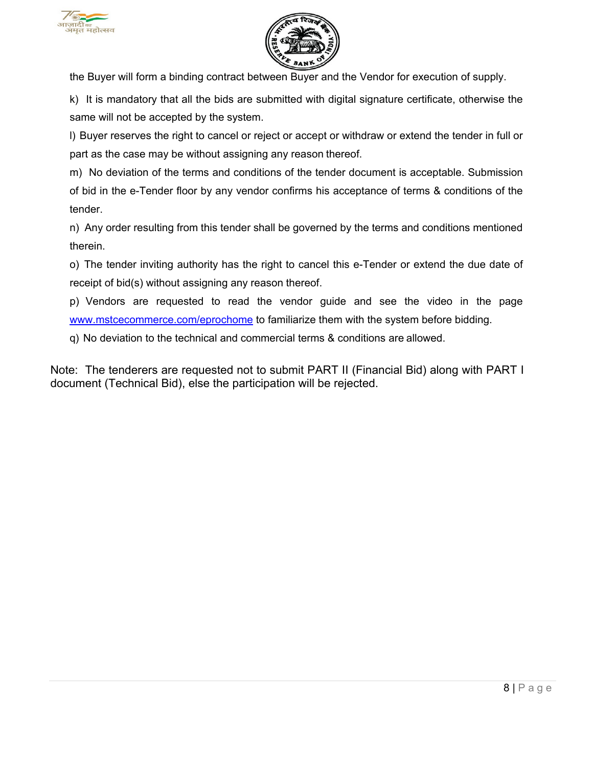the Buyer will form a binding contract between Buyer and the Vendor for execution of supply.

k) It is mandatory that all the bids are submitted with digital signature certificate, otherwise the same will not be accepted by the system.

l) Buyer reserves the right to cancel or reject or accept or withdraw or extend the tender in full or part as the case may be without assigning any reason thereof.

m) No deviation of the terms and conditions of the tender document is acceptable. Submission of bid in the e-Tender floor by any vendor confirms his acceptance of terms & conditions of the tender.

n) Any order resulting from this tender shall be governed by the terms and conditions mentioned therein.

o) The tender inviting authority has the right to cancel this e-Tender or extend the due date of receipt of bid(s) without assigning any reason thereof.

p) Vendors are requested to read the vendor guide and see the video in the page www.mstcecommerce.com/eprochome to familiarize them with the system before bidding.

q) No deviation to the technical and commercial terms & conditions are allowed.

Note: The tenderers are requested not to submit PART II (Financial Bid) along with PART I document (Technical Bid), else the participation will be rejected.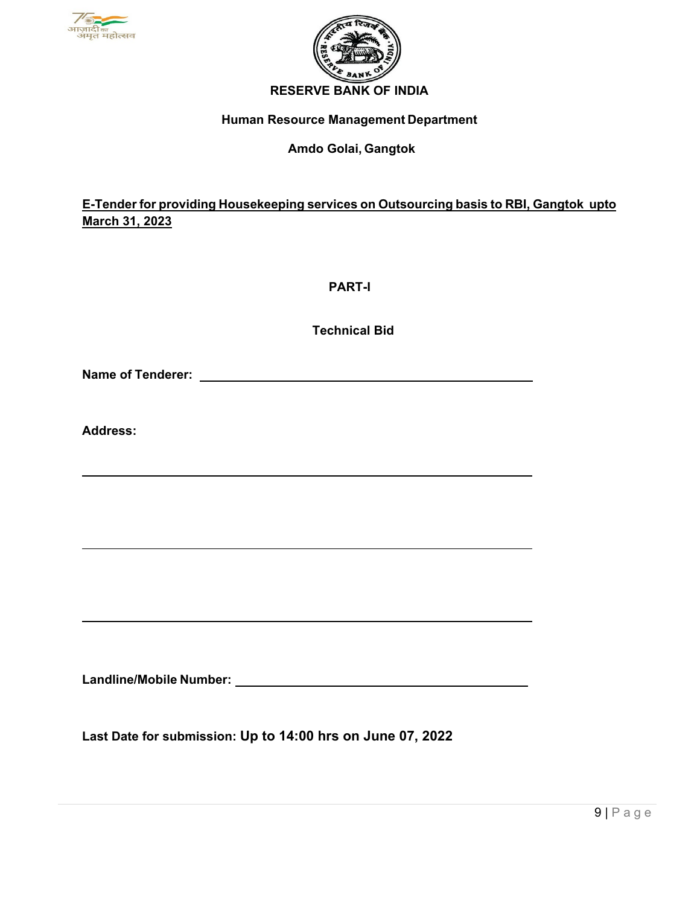# RESERVE BANK OF INDIA

**Human Resource Management Department**

**Amdo Golai, Gangtok**

**E-Tender for providing Housekeeping services on Outsourcing basis to RBI, Gangtok upto March 31, 2023**

**PART-I**

**Technical Bid**

**Name of Tenderer:** ______________________________________________

**Address:**

______________________________________________

______________________________________________

______________________________________________

**Landline/Mobile Number:** ______________________________________

**Last Date for submission: Up to 14:00 hrs on June 07, 2022**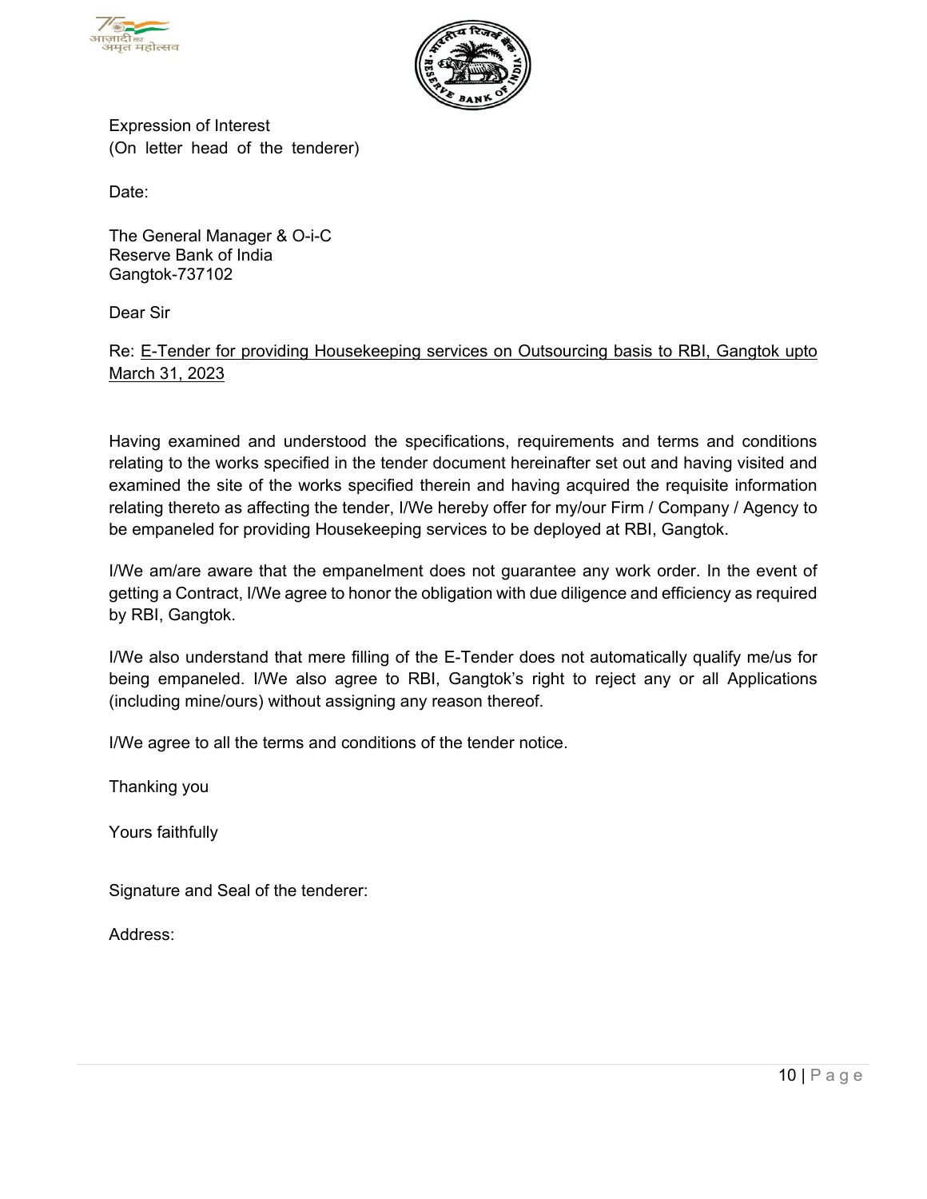Expression of Interest
(On letter head of the tenderer)

Date:

The General Manager & O-i-C
Reserve Bank of India
Gangtok-737102

Dear Sir

Re: E-Tender for providing Housekeeping services on Outsourcing basis to RBI, Gangtok upto March 31, 2023

Having examined and understood the specifications, requirements and terms and conditions relating to the works specified in the tender document hereinafter set out and having visited and examined the site of the works specified therein and having acquired the requisite information relating thereto as affecting the tender, I/We hereby offer for my/our Firm / Company / Agency to be empaneled for providing Housekeeping services to be deployed at RBI, Gangtok.

I/We am/are aware that the empanelment does not guarantee any work order. In the event of getting a Contract, I/We agree to honor the obligation with due diligence and efficiency as required by RBI, Gangtok.

I/We also understand that mere filling of the E-Tender does not automatically qualify me/us for being empaneled. I/We also agree to RBI, Gangtok's right to reject any or all Applications (including mine/ours) without assigning any reason thereof.

I/We agree to all the terms and conditions of the tender notice.

Thanking you

Yours faithfully

Signature and Seal of the tenderer:

Address: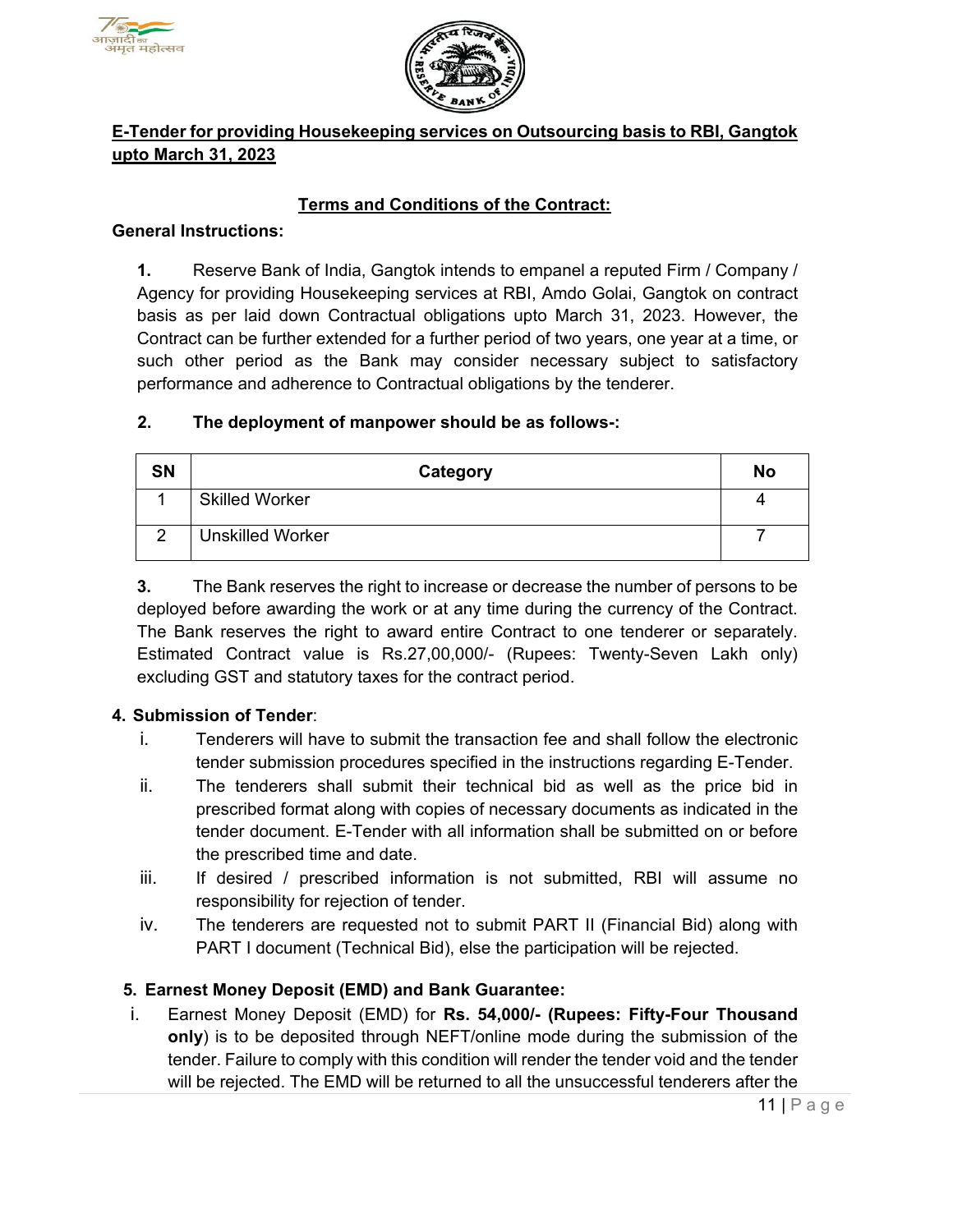## E-Tender for providing Housekeeping services on Outsourcing basis to RBI, Gangtok upto March 31, 2023

### Terms and Conditions of the Contract:

**General Instructions:**

**1.** Reserve Bank of India, Gangtok intends to empanel a reputed Firm / Company / Agency for providing Housekeeping services at RBI, Amdo Golai, Gangtok on contract basis as per laid down Contractual obligations upto March 31, 2023. However, the Contract can be further extended for a further period of two years, one year at a time, or such other period as the Bank may consider necessary subject to satisfactory performance and adherence to Contractual obligations by the tenderer.

**2. The deployment of manpower should be as follows-:**

| SN | Category | No |
|---|---|---|
| 1 | Skilled Worker | 4 |
| 2 | Unskilled Worker | 7 |

**3.** The Bank reserves the right to increase or decrease the number of persons to be deployed before awarding the work or at any time during the currency of the Contract. The Bank reserves the right to award entire Contract to one tenderer or separately. Estimated Contract value is Rs.27,00,000/- (Rupees: Twenty-Seven Lakh only) excluding GST and statutory taxes for the contract period.

**4. Submission of Tender**:

i. Tenderers will have to submit the transaction fee and shall follow the electronic tender submission procedures specified in the instructions regarding E-Tender.

ii. The tenderers shall submit their technical bid as well as the price bid in prescribed format along with copies of necessary documents as indicated in the tender document. E-Tender with all information shall be submitted on or before the prescribed time and date.

iii. If desired / prescribed information is not submitted, RBI will assume no responsibility for rejection of tender.

iv. The tenderers are requested not to submit PART II (Financial Bid) along with PART I document (Technical Bid), else the participation will be rejected.

**5. Earnest Money Deposit (EMD) and Bank Guarantee:**

i. Earnest Money Deposit (EMD) for **Rs. 54,000/- (Rupees: Fifty-Four Thousand only**) is to be deposited through NEFT/online mode during the submission of the tender. Failure to comply with this condition will render the tender void and the tender will be rejected. The EMD will be returned to all the unsuccessful tenderers after the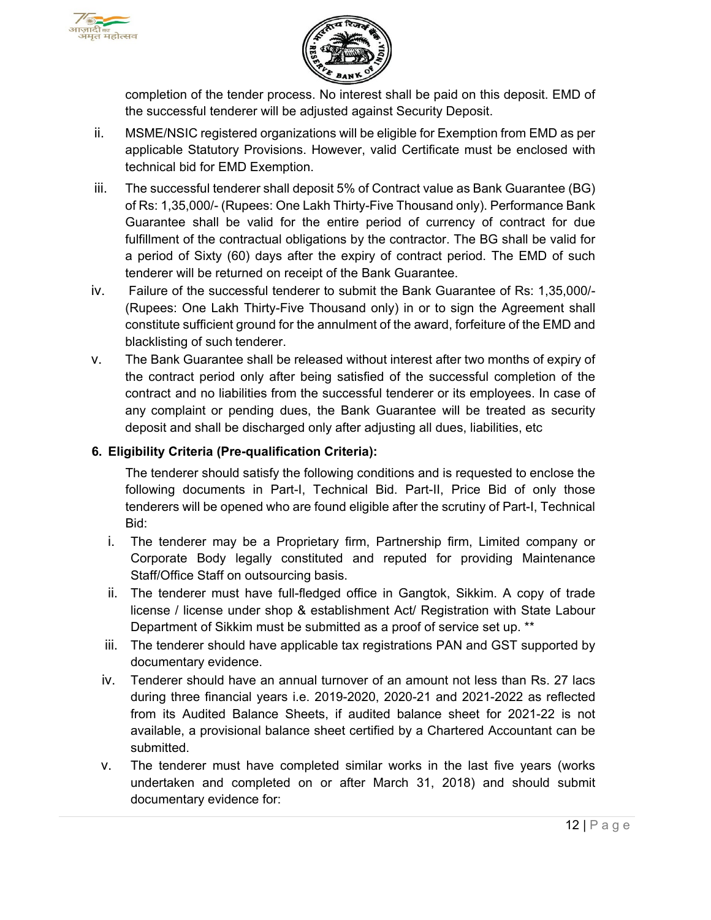completion of the tender process. No interest shall be paid on this deposit. EMD of the successful tenderer will be adjusted against Security Deposit.

ii. MSME/NSIC registered organizations will be eligible for Exemption from EMD as per applicable Statutory Provisions. However, valid Certificate must be enclosed with technical bid for EMD Exemption.

iii. The successful tenderer shall deposit 5% of Contract value as Bank Guarantee (BG) of Rs: 1,35,000/- (Rupees: One Lakh Thirty-Five Thousand only). Performance Bank Guarantee shall be valid for the entire period of currency of contract for due fulfillment of the contractual obligations by the contractor. The BG shall be valid for a period of Sixty (60) days after the expiry of contract period. The EMD of such tenderer will be returned on receipt of the Bank Guarantee.

iv. Failure of the successful tenderer to submit the Bank Guarantee of Rs: 1,35,000/- (Rupees: One Lakh Thirty-Five Thousand only) in or to sign the Agreement shall constitute sufficient ground for the annulment of the award, forfeiture of the EMD and blacklisting of such tenderer.

v. The Bank Guarantee shall be released without interest after two months of expiry of the contract period only after being satisfied of the successful completion of the contract and no liabilities from the successful tenderer or its employees. In case of any complaint or pending dues, the Bank Guarantee will be treated as security deposit and shall be discharged only after adjusting all dues, liabilities, etc

**6. Eligibility Criteria (Pre-qualification Criteria):**

The tenderer should satisfy the following conditions and is requested to enclose the following documents in Part-I, Technical Bid. Part-II, Price Bid of only those tenderers will be opened who are found eligible after the scrutiny of Part-I, Technical Bid:

i. The tenderer may be a Proprietary firm, Partnership firm, Limited company or Corporate Body legally constituted and reputed for providing Maintenance Staff/Office Staff on outsourcing basis.

ii. The tenderer must have full-fledged office in Gangtok, Sikkim. A copy of trade license / license under shop & establishment Act/ Registration with State Labour Department of Sikkim must be submitted as a proof of service set up. **

iii. The tenderer should have applicable tax registrations PAN and GST supported by documentary evidence.

iv. Tenderer should have an annual turnover of an amount not less than Rs. 27 lacs during three financial years i.e. 2019-2020, 2020-21 and 2021-2022 as reflected from its Audited Balance Sheets, if audited balance sheet for 2021-22 is not available, a provisional balance sheet certified by a Chartered Accountant can be submitted.

v. The tenderer must have completed similar works in the last five years (works undertaken and completed on or after March 31, 2018) and should submit documentary evidence for: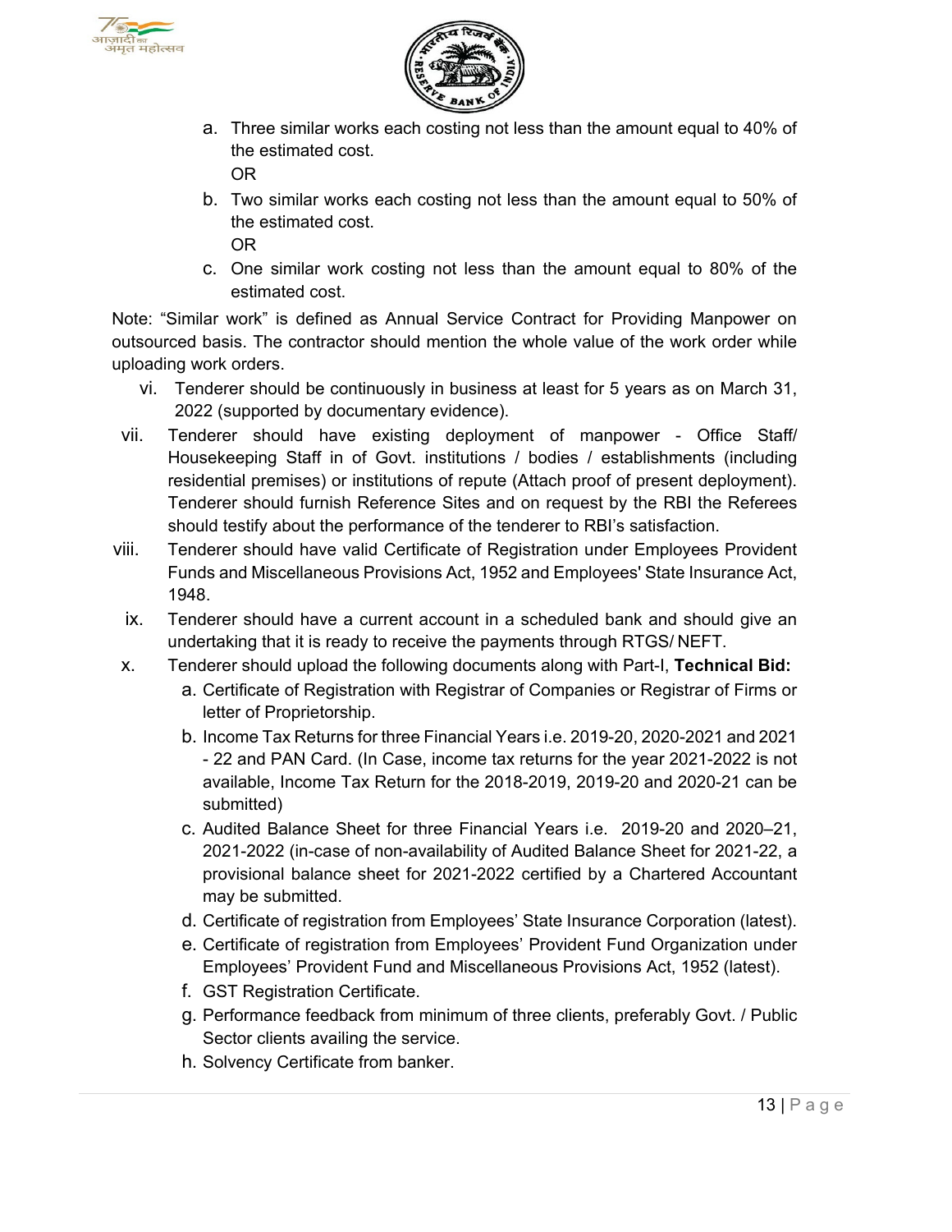a. Three similar works each costing not less than the amount equal to 40% of the estimated cost.

   OR

b. Two similar works each costing not less than the amount equal to 50% of the estimated cost.

   OR

c. One similar work costing not less than the amount equal to 80% of the estimated cost.

Note: "Similar work" is defined as Annual Service Contract for Providing Manpower on outsourced basis. The contractor should mention the whole value of the work order while uploading work orders.

vi. Tenderer should be continuously in business at least for 5 years as on March 31, 2022 (supported by documentary evidence).

vii. Tenderer should have existing deployment of manpower - Office Staff/ Housekeeping Staff in of Govt. institutions / bodies / establishments (including residential premises) or institutions of repute (Attach proof of present deployment). Tenderer should furnish Reference Sites and on request by the RBI the Referees should testify about the performance of the tenderer to RBI's satisfaction.

viii. Tenderer should have valid Certificate of Registration under Employees Provident Funds and Miscellaneous Provisions Act, 1952 and Employees' State Insurance Act, 1948.

ix. Tenderer should have a current account in a scheduled bank and should give an undertaking that it is ready to receive the payments through RTGS/ NEFT.

x. Tenderer should upload the following documents along with Part-I, **Technical Bid:**

   a. Certificate of Registration with Registrar of Companies or Registrar of Firms or letter of Proprietorship.
   b. Income Tax Returns for three Financial Years i.e. 2019-20, 2020-2021 and 2021 - 22 and PAN Card. (In Case, income tax returns for the year 2021-2022 is not available, Income Tax Return for the 2018-2019, 2019-20 and 2020-21 can be submitted)
   c. Audited Balance Sheet for three Financial Years i.e. 2019-20 and 2020–21, 2021-2022 (in-case of non-availability of Audited Balance Sheet for 2021-22, a provisional balance sheet for 2021-2022 certified by a Chartered Accountant may be submitted.
   d. Certificate of registration from Employees' State Insurance Corporation (latest).
   e. Certificate of registration from Employees' Provident Fund Organization under Employees' Provident Fund and Miscellaneous Provisions Act, 1952 (latest).
   f. GST Registration Certificate.
   g. Performance feedback from minimum of three clients, preferably Govt. / Public Sector clients availing the service.
   h. Solvency Certificate from banker.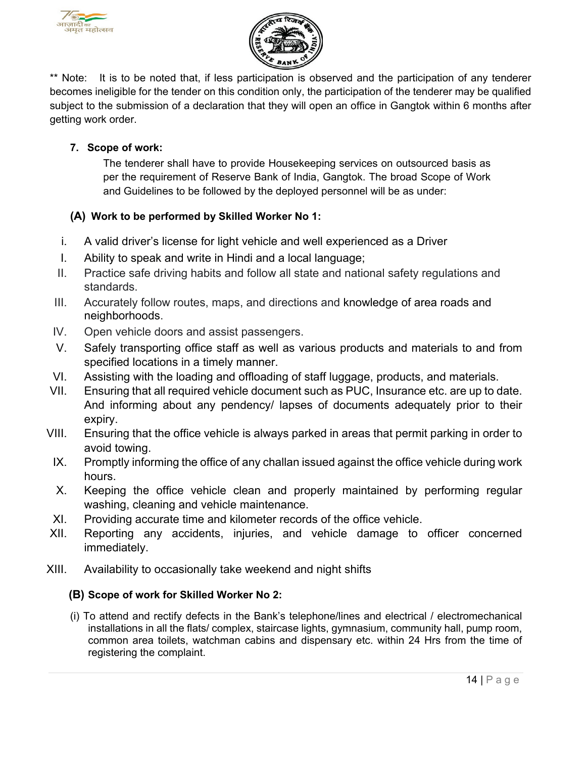** Note: It is to be noted that, if less participation is observed and the participation of any tenderer becomes ineligible for the tender on this condition only, the participation of the tenderer may be qualified subject to the submission of a declaration that they will open an office in Gangtok within 6 months after getting work order.

**7. Scope of work:**

The tenderer shall have to provide Housekeeping services on outsourced basis as per the requirement of Reserve Bank of India, Gangtok. The broad Scope of Work and Guidelines to be followed by the deployed personnel will be as under:

**(A) Work to be performed by Skilled Worker No 1:**

i. A valid driver's license for light vehicle and well experienced as a Driver

I. Ability to speak and write in Hindi and a local language;

II. Practice safe driving habits and follow all state and national safety regulations and standards.

III. Accurately follow routes, maps, and directions and knowledge of area roads and neighborhoods.

IV. Open vehicle doors and assist passengers.

V. Safely transporting office staff as well as various products and materials to and from specified locations in a timely manner.

VI. Assisting with the loading and offloading of staff luggage, products, and materials.

VII. Ensuring that all required vehicle document such as PUC, Insurance etc. are up to date. And informing about any pendency/ lapses of documents adequately prior to their expiry.

VIII. Ensuring that the office vehicle is always parked in areas that permit parking in order to avoid towing.

IX. Promptly informing the office of any challan issued against the office vehicle during work hours.

X. Keeping the office vehicle clean and properly maintained by performing regular washing, cleaning and vehicle maintenance.

XI. Providing accurate time and kilometer records of the office vehicle.

XII. Reporting any accidents, injuries, and vehicle damage to officer concerned immediately.

XIII. Availability to occasionally take weekend and night shifts

**(B) Scope of work for Skilled Worker No 2:**

(i) To attend and rectify defects in the Bank's telephone/lines and electrical / electromechanical installations in all the flats/ complex, staircase lights, gymnasium, community hall, pump room, common area toilets, watchman cabins and dispensary etc. within 24 Hrs from the time of registering the complaint.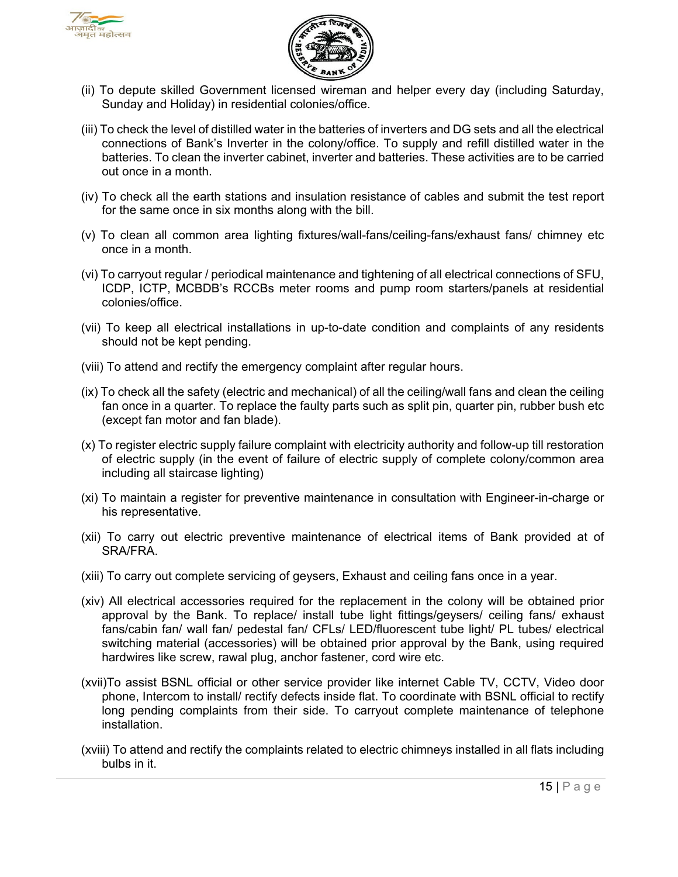(ii) To depute skilled Government licensed wireman and helper every day (including Saturday, Sunday and Holiday) in residential colonies/office.

(iii) To check the level of distilled water in the batteries of inverters and DG sets and all the electrical connections of Bank's Inverter in the colony/office. To supply and refill distilled water in the batteries. To clean the inverter cabinet, inverter and batteries. These activities are to be carried out once in a month.

(iv) To check all the earth stations and insulation resistance of cables and submit the test report for the same once in six months along with the bill.

(v) To clean all common area lighting fixtures/wall-fans/ceiling-fans/exhaust fans/ chimney etc once in a month.

(vi) To carryout regular / periodical maintenance and tightening of all electrical connections of SFU, ICDP, ICTP, MCBDB's RCCBs meter rooms and pump room starters/panels at residential colonies/office.

(vii) To keep all electrical installations in up-to-date condition and complaints of any residents should not be kept pending.

(viii) To attend and rectify the emergency complaint after regular hours.

(ix) To check all the safety (electric and mechanical) of all the ceiling/wall fans and clean the ceiling fan once in a quarter. To replace the faulty parts such as split pin, quarter pin, rubber bush etc (except fan motor and fan blade).

(x) To register electric supply failure complaint with electricity authority and follow-up till restoration of electric supply (in the event of failure of electric supply of complete colony/common area including all staircase lighting)

(xi) To maintain a register for preventive maintenance in consultation with Engineer-in-charge or his representative.

(xii) To carry out electric preventive maintenance of electrical items of Bank provided at of SRA/FRA.

(xiii) To carry out complete servicing of geysers, Exhaust and ceiling fans once in a year.

(xiv) All electrical accessories required for the replacement in the colony will be obtained prior approval by the Bank. To replace/ install tube light fittings/geysers/ ceiling fans/ exhaust fans/cabin fan/ wall fan/ pedestal fan/ CFLs/ LED/fluorescent tube light/ PL tubes/ electrical switching material (accessories) will be obtained prior approval by the Bank, using required hardwires like screw, rawal plug, anchor fastener, cord wire etc.

(xvii)To assist BSNL official or other service provider like internet Cable TV, CCTV, Video door phone, Intercom to install/ rectify defects inside flat. To coordinate with BSNL official to rectify long pending complaints from their side. To carryout complete maintenance of telephone installation.

(xviii) To attend and rectify the complaints related to electric chimneys installed in all flats including bulbs in it.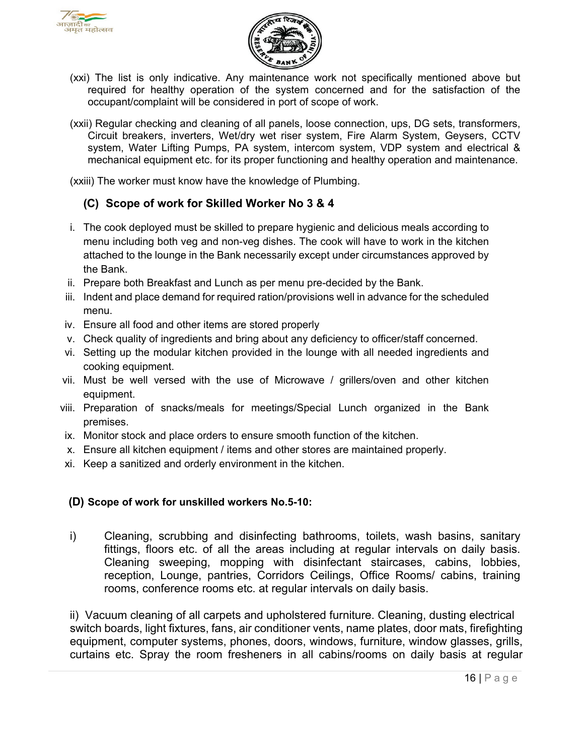(xxi) The list is only indicative. Any maintenance work not specifically mentioned above but required for healthy operation of the system concerned and for the satisfaction of the occupant/complaint will be considered in port of scope of work.

(xxii) Regular checking and cleaning of all panels, loose connection, ups, DG sets, transformers, Circuit breakers, inverters, Wet/dry wet riser system, Fire Alarm System, Geysers, CCTV system, Water Lifting Pumps, PA system, intercom system, VDP system and electrical & mechanical equipment etc. for its proper functioning and healthy operation and maintenance.

(xxiii) The worker must know have the knowledge of Plumbing.

### (C) Scope of work for Skilled Worker No 3 & 4

i. The cook deployed must be skilled to prepare hygienic and delicious meals according to menu including both veg and non-veg dishes. The cook will have to work in the kitchen attached to the lounge in the Bank necessarily except under circumstances approved by the Bank.
ii. Prepare both Breakfast and Lunch as per menu pre-decided by the Bank.
iii. Indent and place demand for required ration/provisions well in advance for the scheduled menu.
iv. Ensure all food and other items are stored properly
v. Check quality of ingredients and bring about any deficiency to officer/staff concerned.
vi. Setting up the modular kitchen provided in the lounge with all needed ingredients and cooking equipment.
vii. Must be well versed with the use of Microwave / grillers/oven and other kitchen equipment.
viii. Preparation of snacks/meals for meetings/Special Lunch organized in the Bank premises.
ix. Monitor stock and place orders to ensure smooth function of the kitchen.
x. Ensure all kitchen equipment / items and other stores are maintained properly.
xi. Keep a sanitized and orderly environment in the kitchen.

### (D) Scope of work for unskilled workers No.5-10:

i) Cleaning, scrubbing and disinfecting bathrooms, toilets, wash basins, sanitary fittings, floors etc. of all the areas including at regular intervals on daily basis. Cleaning sweeping, mopping with disinfectant staircases, cabins, lobbies, reception, Lounge, pantries, Corridors Ceilings, Office Rooms/ cabins, training rooms, conference rooms etc. at regular intervals on daily basis.

ii) Vacuum cleaning of all carpets and upholstered furniture. Cleaning, dusting electrical switch boards, light fixtures, fans, air conditioner vents, name plates, door mats, firefighting equipment, computer systems, phones, doors, windows, furniture, window glasses, grills, curtains etc. Spray the room fresheners in all cabins/rooms on daily basis at regular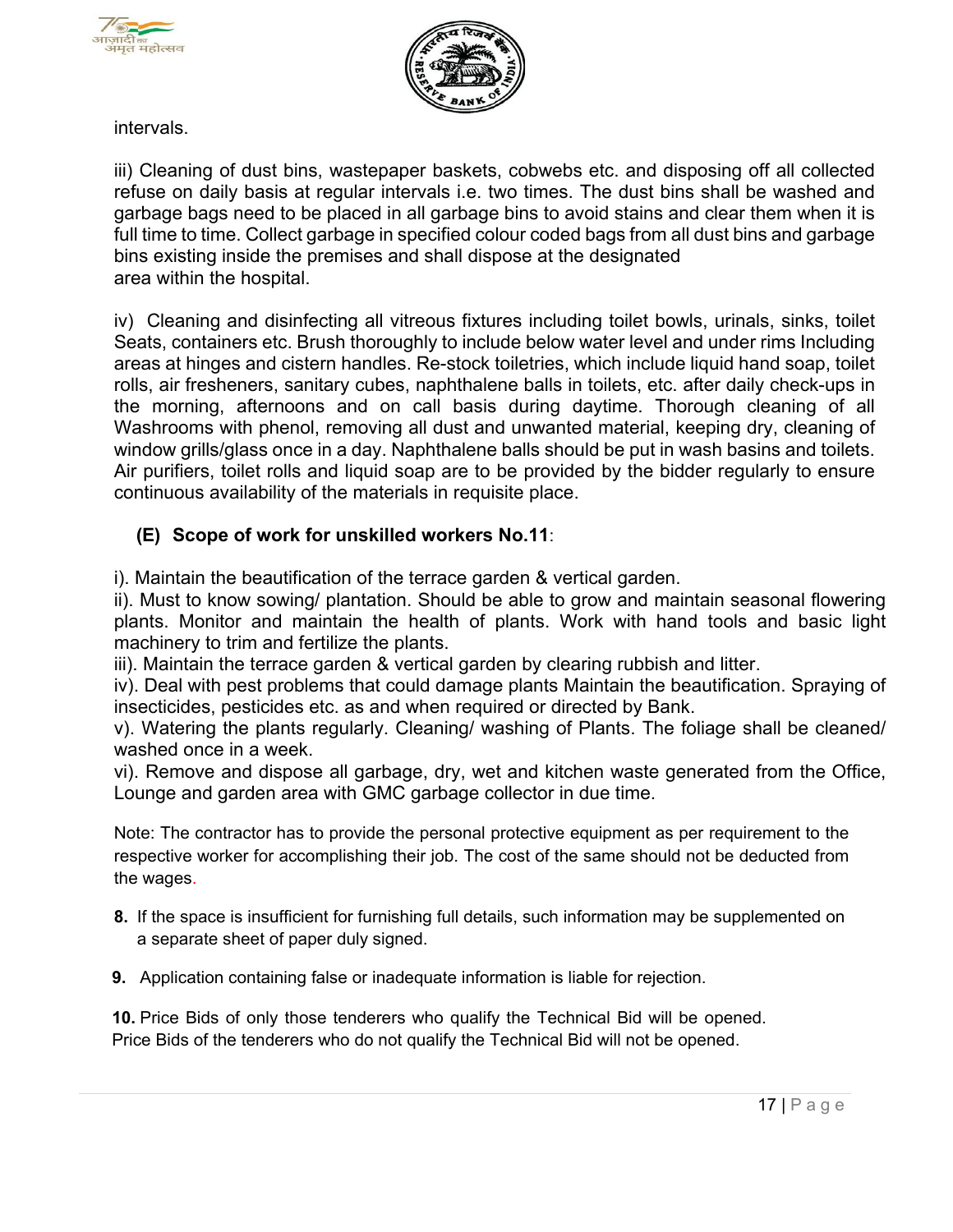intervals.

iii) Cleaning of dust bins, wastepaper baskets, cobwebs etc. and disposing off all collected refuse on daily basis at regular intervals i.e. two times. The dust bins shall be washed and garbage bags need to be placed in all garbage bins to avoid stains and clear them when it is full time to time. Collect garbage in specified colour coded bags from all dust bins and garbage bins existing inside the premises and shall dispose at the designated area within the hospital.

iv) Cleaning and disinfecting all vitreous fixtures including toilet bowls, urinals, sinks, toilet Seats, containers etc. Brush thoroughly to include below water level and under rims Including areas at hinges and cistern handles. Re-stock toiletries, which include liquid hand soap, toilet rolls, air fresheners, sanitary cubes, naphthalene balls in toilets, etc. after daily check-ups in the morning, afternoons and on call basis during daytime. Thorough cleaning of all Washrooms with phenol, removing all dust and unwanted material, keeping dry, cleaning of window grills/glass once in a day. Naphthalene balls should be put in wash basins and toilets. Air purifiers, toilet rolls and liquid soap are to be provided by the bidder regularly to ensure continuous availability of the materials in requisite place.

**(E) Scope of work for unskilled workers No.11**:

i). Maintain the beautification of the terrace garden & vertical garden.
ii). Must to know sowing/ plantation. Should be able to grow and maintain seasonal flowering plants. Monitor and maintain the health of plants. Work with hand tools and basic light machinery to trim and fertilize the plants.
iii). Maintain the terrace garden & vertical garden by clearing rubbish and litter.
iv). Deal with pest problems that could damage plants Maintain the beautification. Spraying of insecticides, pesticides etc. as and when required or directed by Bank.
v). Watering the plants regularly. Cleaning/ washing of Plants. The foliage shall be cleaned/ washed once in a week.
vi). Remove and dispose all garbage, dry, wet and kitchen waste generated from the Office, Lounge and garden area with GMC garbage collector in due time.

Note: The contractor has to provide the personal protective equipment as per requirement to the respective worker for accomplishing their job. The cost of the same should not be deducted from the wages.

**8.** If the space is insufficient for furnishing full details, such information may be supplemented on a separate sheet of paper duly signed.

**9.** Application containing false or inadequate information is liable for rejection.

**10.** Price Bids of only those tenderers who qualify the Technical Bid will be opened. Price Bids of the tenderers who do not qualify the Technical Bid will not be opened.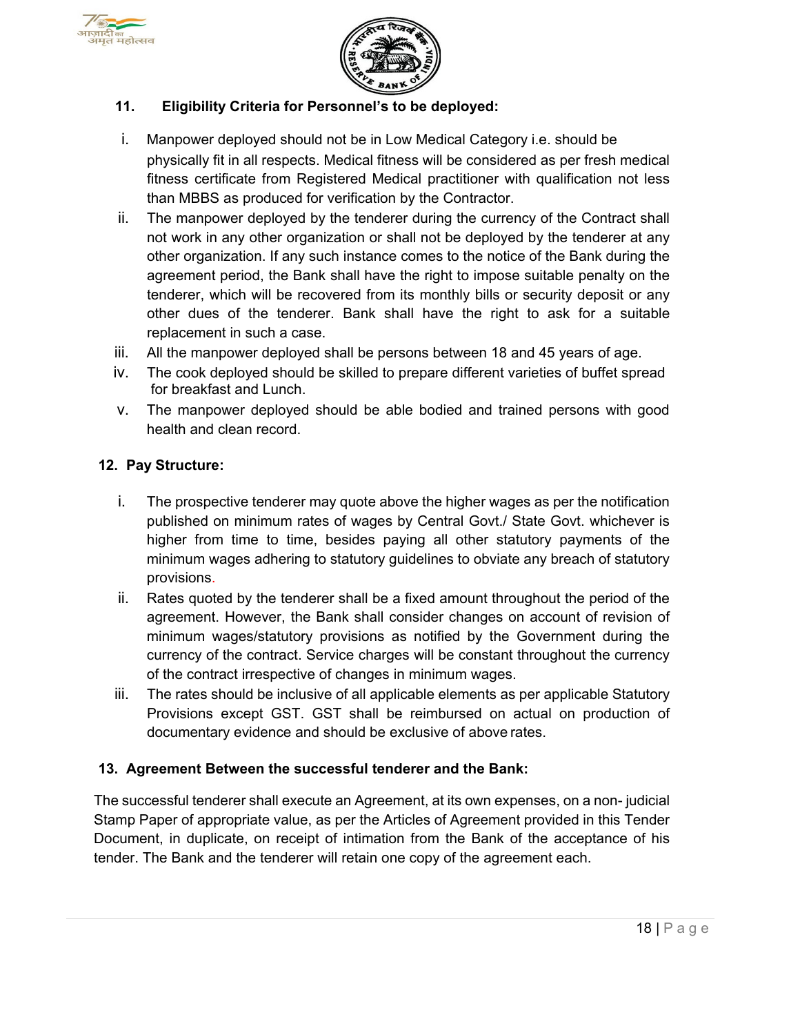## 11. Eligibility Criteria for Personnel's to be deployed:

i. Manpower deployed should not be in Low Medical Category i.e. should be physically fit in all respects. Medical fitness will be considered as per fresh medical fitness certificate from Registered Medical practitioner with qualification not less than MBBS as produced for verification by the Contractor.

ii. The manpower deployed by the tenderer during the currency of the Contract shall not work in any other organization or shall not be deployed by the tenderer at any other organization. If any such instance comes to the notice of the Bank during the agreement period, the Bank shall have the right to impose suitable penalty on the tenderer, which will be recovered from its monthly bills or security deposit or any other dues of the tenderer. Bank shall have the right to ask for a suitable replacement in such a case.

iii. All the manpower deployed shall be persons between 18 and 45 years of age.

iv. The cook deployed should be skilled to prepare different varieties of buffet spread for breakfast and Lunch.

v. The manpower deployed should be able bodied and trained persons with good health and clean record.

## 12. Pay Structure:

i. The prospective tenderer may quote above the higher wages as per the notification published on minimum rates of wages by Central Govt./ State Govt. whichever is higher from time to time, besides paying all other statutory payments of the minimum wages adhering to statutory guidelines to obviate any breach of statutory provisions.

ii. Rates quoted by the tenderer shall be a fixed amount throughout the period of the agreement. However, the Bank shall consider changes on account of revision of minimum wages/statutory provisions as notified by the Government during the currency of the contract. Service charges will be constant throughout the currency of the contract irrespective of changes in minimum wages.

iii. The rates should be inclusive of all applicable elements as per applicable Statutory Provisions except GST. GST shall be reimbursed on actual on production of documentary evidence and should be exclusive of above rates.

## 13. Agreement Between the successful tenderer and the Bank:

The successful tenderer shall execute an Agreement, at its own expenses, on a non- judicial Stamp Paper of appropriate value, as per the Articles of Agreement provided in this Tender Document, in duplicate, on receipt of intimation from the Bank of the acceptance of his tender. The Bank and the tenderer will retain one copy of the agreement each.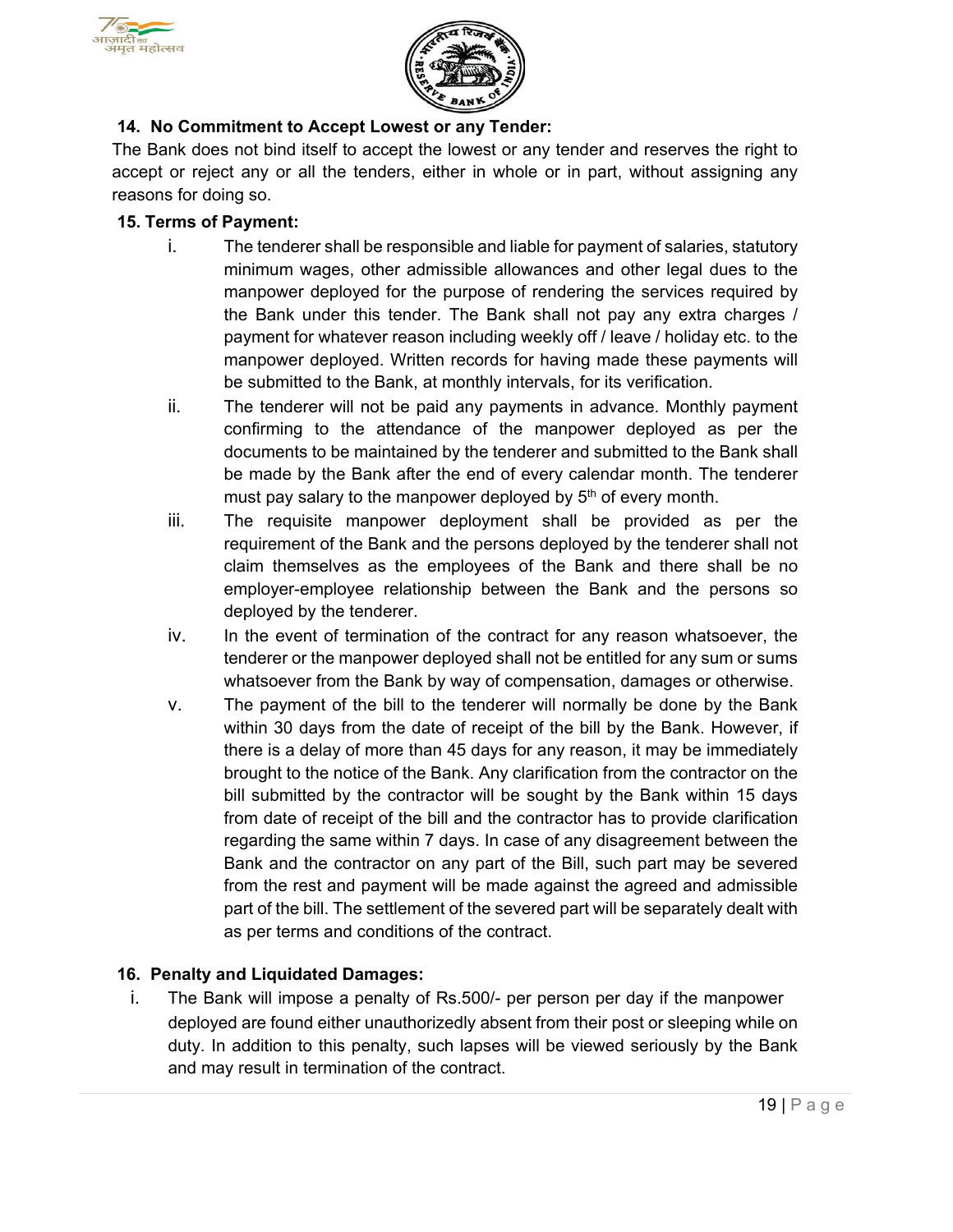### 14. No Commitment to Accept Lowest or any Tender:

The Bank does not bind itself to accept the lowest or any tender and reserves the right to accept or reject any or all the tenders, either in whole or in part, without assigning any reasons for doing so.

### 15. Terms of Payment:

i. The tenderer shall be responsible and liable for payment of salaries, statutory minimum wages, other admissible allowances and other legal dues to the manpower deployed for the purpose of rendering the services required by the Bank under this tender. The Bank shall not pay any extra charges / payment for whatever reason including weekly off / leave / holiday etc. to the manpower deployed. Written records for having made these payments will be submitted to the Bank, at monthly intervals, for its verification.

ii. The tenderer will not be paid any payments in advance. Monthly payment confirming to the attendance of the manpower deployed as per the documents to be maintained by the tenderer and submitted to the Bank shall be made by the Bank after the end of every calendar month. The tenderer must pay salary to the manpower deployed by 5th of every month.

iii. The requisite manpower deployment shall be provided as per the requirement of the Bank and the persons deployed by the tenderer shall not claim themselves as the employees of the Bank and there shall be no employer-employee relationship between the Bank and the persons so deployed by the tenderer.

iv. In the event of termination of the contract for any reason whatsoever, the tenderer or the manpower deployed shall not be entitled for any sum or sums whatsoever from the Bank by way of compensation, damages or otherwise.

v. The payment of the bill to the tenderer will normally be done by the Bank within 30 days from the date of receipt of the bill by the Bank. However, if there is a delay of more than 45 days for any reason, it may be immediately brought to the notice of the Bank. Any clarification from the contractor on the bill submitted by the contractor will be sought by the Bank within 15 days from date of receipt of the bill and the contractor has to provide clarification regarding the same within 7 days. In case of any disagreement between the Bank and the contractor on any part of the Bill, such part may be severed from the rest and payment will be made against the agreed and admissible part of the bill. The settlement of the severed part will be separately dealt with as per terms and conditions of the contract.

### 16. Penalty and Liquidated Damages:

i. The Bank will impose a penalty of Rs.500/- per person per day if the manpower deployed are found either unauthorizedly absent from their post or sleeping while on duty. In addition to this penalty, such lapses will be viewed seriously by the Bank and may result in termination of the contract.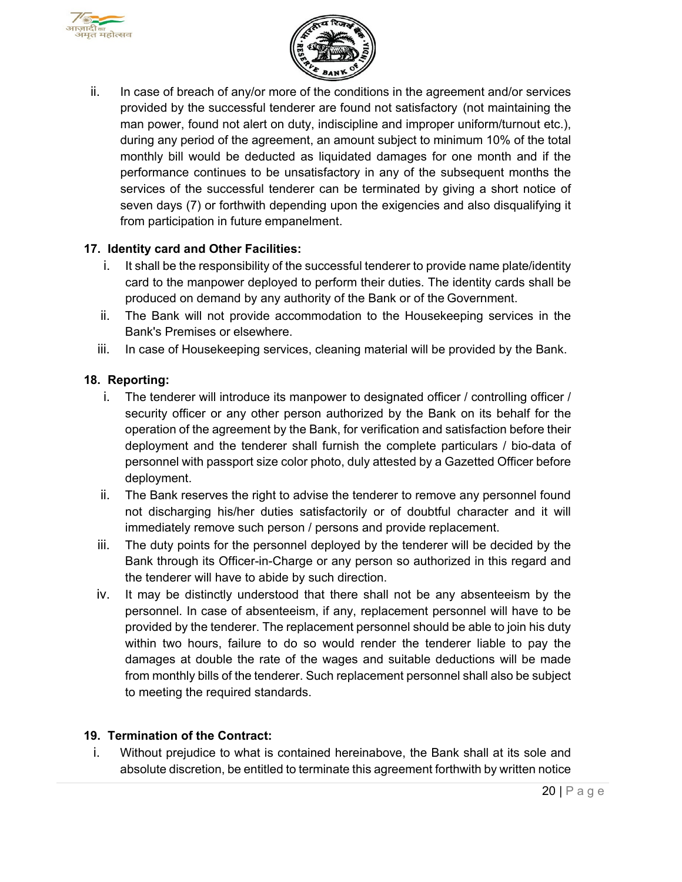ii. In case of breach of any/or more of the conditions in the agreement and/or services provided by the successful tenderer are found not satisfactory (not maintaining the man power, found not alert on duty, indiscipline and improper uniform/turnout etc.), during any period of the agreement, an amount subject to minimum 10% of the total monthly bill would be deducted as liquidated damages for one month and if the performance continues to be unsatisfactory in any of the subsequent months the services of the successful tenderer can be terminated by giving a short notice of seven days (7) or forthwith depending upon the exigencies and also disqualifying it from participation in future empanelment.

**17. Identity card and Other Facilities:**

i. It shall be the responsibility of the successful tenderer to provide name plate/identity card to the manpower deployed to perform their duties. The identity cards shall be produced on demand by any authority of the Bank or of the Government.

ii. The Bank will not provide accommodation to the Housekeeping services in the Bank's Premises or elsewhere.

iii. In case of Housekeeping services, cleaning material will be provided by the Bank.

**18. Reporting:**

i. The tenderer will introduce its manpower to designated officer / controlling officer / security officer or any other person authorized by the Bank on its behalf for the operation of the agreement by the Bank, for verification and satisfaction before their deployment and the tenderer shall furnish the complete particulars / bio-data of personnel with passport size color photo, duly attested by a Gazetted Officer before deployment.

ii. The Bank reserves the right to advise the tenderer to remove any personnel found not discharging his/her duties satisfactorily or of doubtful character and it will immediately remove such person / persons and provide replacement.

iii. The duty points for the personnel deployed by the tenderer will be decided by the Bank through its Officer-in-Charge or any person so authorized in this regard and the tenderer will have to abide by such direction.

iv. It may be distinctly understood that there shall not be any absenteeism by the personnel. In case of absenteeism, if any, replacement personnel will have to be provided by the tenderer. The replacement personnel should be able to join his duty within two hours, failure to do so would render the tenderer liable to pay the damages at double the rate of the wages and suitable deductions will be made from monthly bills of the tenderer. Such replacement personnel shall also be subject to meeting the required standards.

**19. Termination of the Contract:**

i. Without prejudice to what is contained hereinabove, the Bank shall at its sole and absolute discretion, be entitled to terminate this agreement forthwith by written notice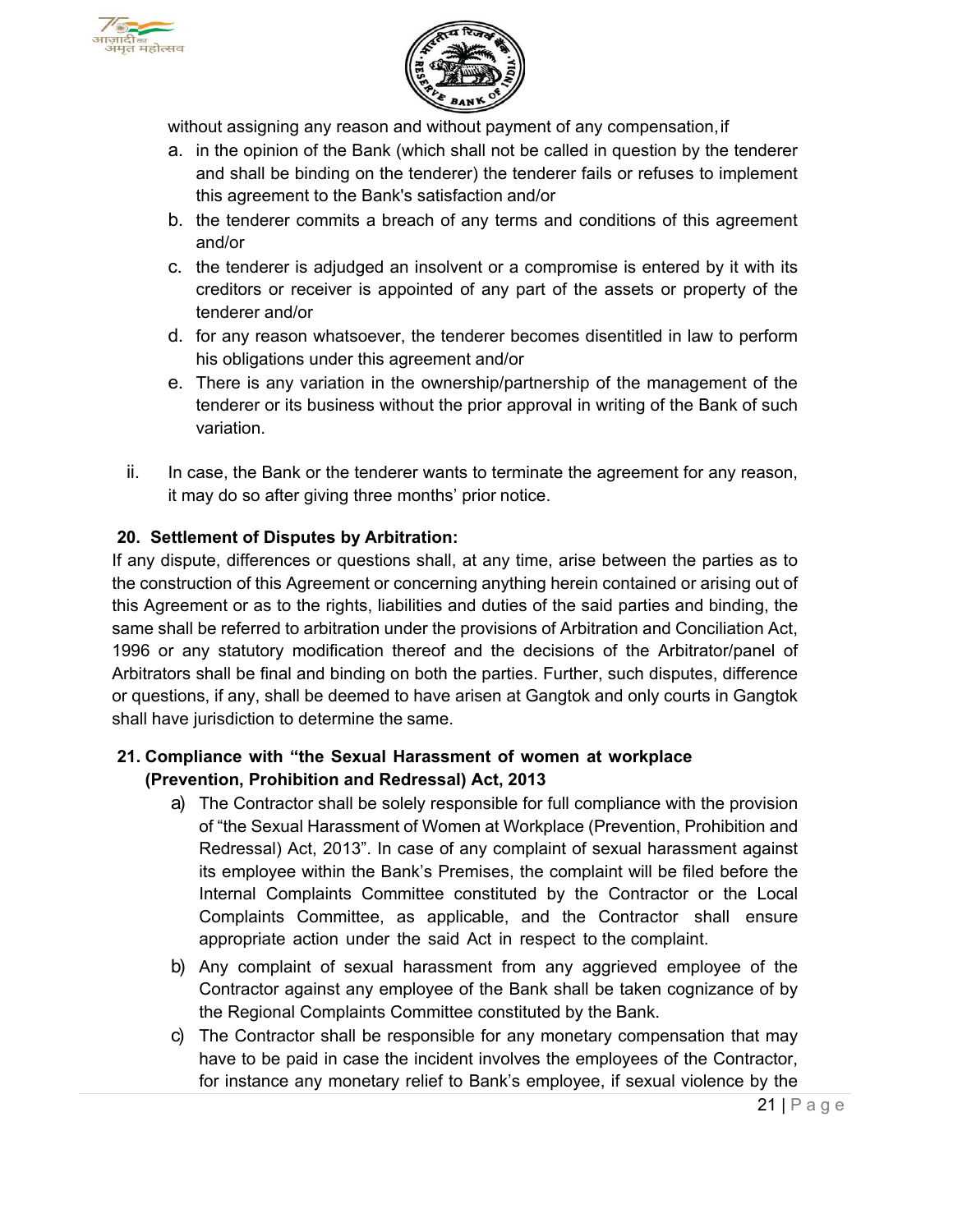without assigning any reason and without payment of any compensation, if

a. in the opinion of the Bank (which shall not be called in question by the tenderer and shall be binding on the tenderer) the tenderer fails or refuses to implement this agreement to the Bank's satisfaction and/or
b. the tenderer commits a breach of any terms and conditions of this agreement and/or
c. the tenderer is adjudged an insolvent or a compromise is entered by it with its creditors or receiver is appointed of any part of the assets or property of the tenderer and/or
d. for any reason whatsoever, the tenderer becomes disentitled in law to perform his obligations under this agreement and/or
e. There is any variation in the ownership/partnership of the management of the tenderer or its business without the prior approval in writing of the Bank of such variation.

ii. In case, the Bank or the tenderer wants to terminate the agreement for any reason, it may do so after giving three months' prior notice.

**20. Settlement of Disputes by Arbitration:**

If any dispute, differences or questions shall, at any time, arise between the parties as to the construction of this Agreement or concerning anything herein contained or arising out of this Agreement or as to the rights, liabilities and duties of the said parties and binding, the same shall be referred to arbitration under the provisions of Arbitration and Conciliation Act, 1996 or any statutory modification thereof and the decisions of the Arbitrator/panel of Arbitrators shall be final and binding on both the parties. Further, such disputes, difference or questions, if any, shall be deemed to have arisen at Gangtok and only courts in Gangtok shall have jurisdiction to determine the same.

**21. Compliance with "the Sexual Harassment of women at workplace (Prevention, Prohibition and Redressal) Act, 2013**

a) The Contractor shall be solely responsible for full compliance with the provision of "the Sexual Harassment of Women at Workplace (Prevention, Prohibition and Redressal) Act, 2013". In case of any complaint of sexual harassment against its employee within the Bank's Premises, the complaint will be filed before the Internal Complaints Committee constituted by the Contractor or the Local Complaints Committee, as applicable, and the Contractor shall ensure appropriate action under the said Act in respect to the complaint.
b) Any complaint of sexual harassment from any aggrieved employee of the Contractor against any employee of the Bank shall be taken cognizance of by the Regional Complaints Committee constituted by the Bank.
c) The Contractor shall be responsible for any monetary compensation that may have to be paid in case the incident involves the employees of the Contractor, for instance any monetary relief to Bank's employee, if sexual violence by the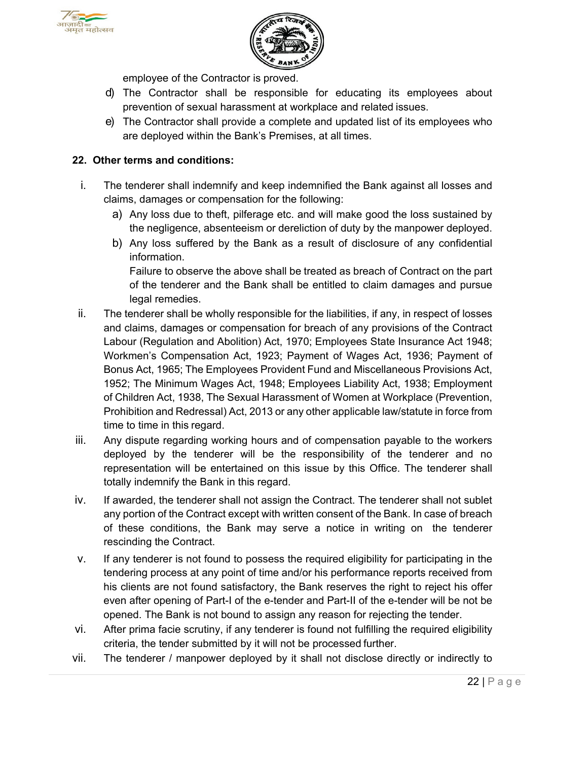employee of the Contractor is proved.

d) The Contractor shall be responsible for educating its employees about prevention of sexual harassment at workplace and related issues.
e) The Contractor shall provide a complete and updated list of its employees who are deployed within the Bank's Premises, at all times.

**22. Other terms and conditions:**

i. The tenderer shall indemnify and keep indemnified the Bank against all losses and claims, damages or compensation for the following:
   a) Any loss due to theft, pilferage etc. and will make good the loss sustained by the negligence, absenteeism or dereliction of duty by the manpower deployed.
   b) Any loss suffered by the Bank as a result of disclosure of any confidential information.
   
   Failure to observe the above shall be treated as breach of Contract on the part of the tenderer and the Bank shall be entitled to claim damages and pursue legal remedies.

ii. The tenderer shall be wholly responsible for the liabilities, if any, in respect of losses and claims, damages or compensation for breach of any provisions of the Contract Labour (Regulation and Abolition) Act, 1970; Employees State Insurance Act 1948; Workmen's Compensation Act, 1923; Payment of Wages Act, 1936; Payment of Bonus Act, 1965; The Employees Provident Fund and Miscellaneous Provisions Act, 1952; The Minimum Wages Act, 1948; Employees Liability Act, 1938; Employment of Children Act, 1938, The Sexual Harassment of Women at Workplace (Prevention, Prohibition and Redressal) Act, 2013 or any other applicable law/statute in force from time to time in this regard.

iii. Any dispute regarding working hours and of compensation payable to the workers deployed by the tenderer will be the responsibility of the tenderer and no representation will be entertained on this issue by this Office. The tenderer shall totally indemnify the Bank in this regard.

iv. If awarded, the tenderer shall not assign the Contract. The tenderer shall not sublet any portion of the Contract except with written consent of the Bank. In case of breach of these conditions, the Bank may serve a notice in writing on the tenderer rescinding the Contract.

v. If any tenderer is not found to possess the required eligibility for participating in the tendering process at any point of time and/or his performance reports received from his clients are not found satisfactory, the Bank reserves the right to reject his offer even after opening of Part-I of the e-tender and Part-II of the e-tender will be not be opened. The Bank is not bound to assign any reason for rejecting the tender.

vi. After prima facie scrutiny, if any tenderer is found not fulfilling the required eligibility criteria, the tender submitted by it will not be processed further.

vii. The tenderer / manpower deployed by it shall not disclose directly or indirectly to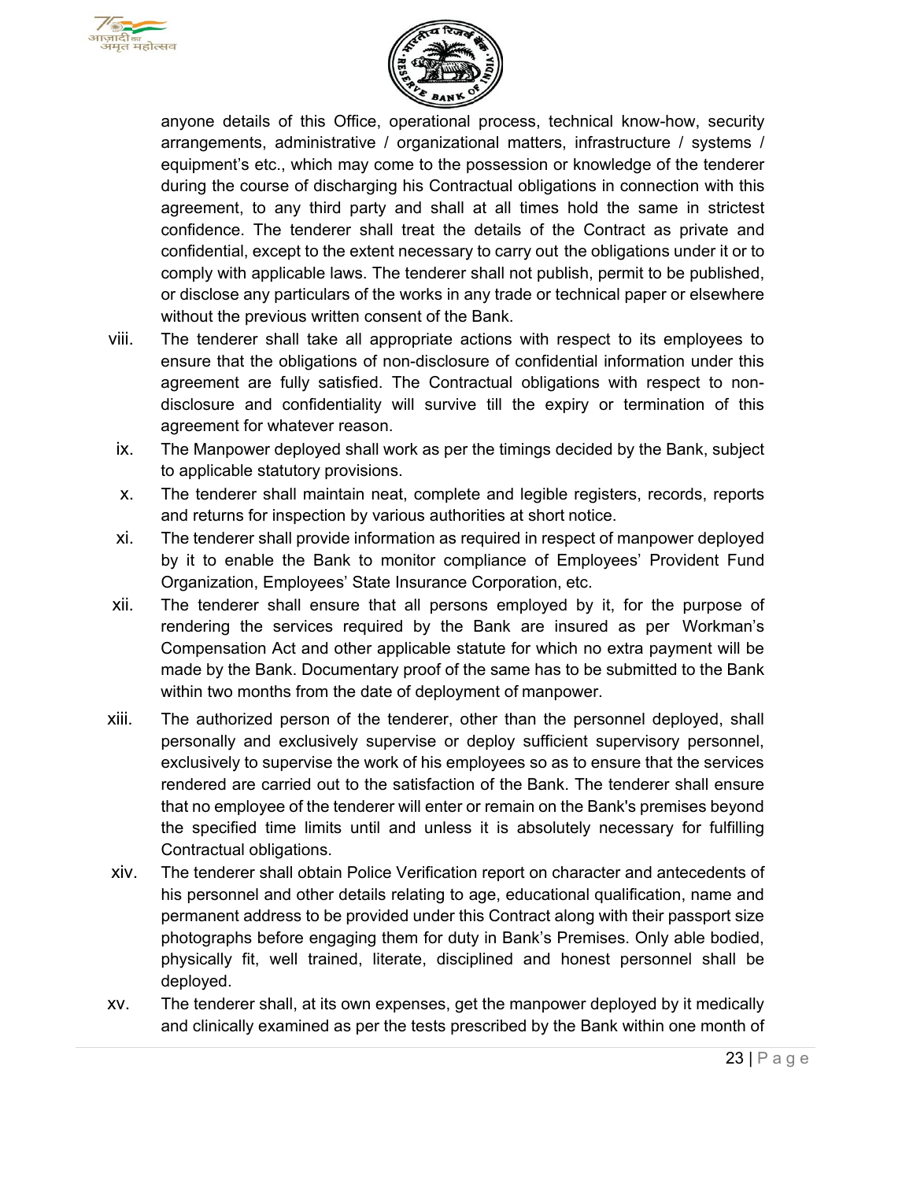anyone details of this Office, operational process, technical know-how, security arrangements, administrative / organizational matters, infrastructure / systems / equipment's etc., which may come to the possession or knowledge of the tenderer during the course of discharging his Contractual obligations in connection with this agreement, to any third party and shall at all times hold the same in strictest confidence. The tenderer shall treat the details of the Contract as private and confidential, except to the extent necessary to carry out the obligations under it or to comply with applicable laws. The tenderer shall not publish, permit to be published, or disclose any particulars of the works in any trade or technical paper or elsewhere without the previous written consent of the Bank.

viii. The tenderer shall take all appropriate actions with respect to its employees to ensure that the obligations of non-disclosure of confidential information under this agreement are fully satisfied. The Contractual obligations with respect to non-disclosure and confidentiality will survive till the expiry or termination of this agreement for whatever reason.

ix. The Manpower deployed shall work as per the timings decided by the Bank, subject to applicable statutory provisions.

x. The tenderer shall maintain neat, complete and legible registers, records, reports and returns for inspection by various authorities at short notice.

xi. The tenderer shall provide information as required in respect of manpower deployed by it to enable the Bank to monitor compliance of Employees' Provident Fund Organization, Employees' State Insurance Corporation, etc.

xii. The tenderer shall ensure that all persons employed by it, for the purpose of rendering the services required by the Bank are insured as per Workman's Compensation Act and other applicable statute for which no extra payment will be made by the Bank. Documentary proof of the same has to be submitted to the Bank within two months from the date of deployment of manpower.

xiii. The authorized person of the tenderer, other than the personnel deployed, shall personally and exclusively supervise or deploy sufficient supervisory personnel, exclusively to supervise the work of his employees so as to ensure that the services rendered are carried out to the satisfaction of the Bank. The tenderer shall ensure that no employee of the tenderer will enter or remain on the Bank's premises beyond the specified time limits until and unless it is absolutely necessary for fulfilling Contractual obligations.

xiv. The tenderer shall obtain Police Verification report on character and antecedents of his personnel and other details relating to age, educational qualification, name and permanent address to be provided under this Contract along with their passport size photographs before engaging them for duty in Bank's Premises. Only able bodied, physically fit, well trained, literate, disciplined and honest personnel shall be deployed.

xv. The tenderer shall, at its own expenses, get the manpower deployed by it medically and clinically examined as per the tests prescribed by the Bank within one month of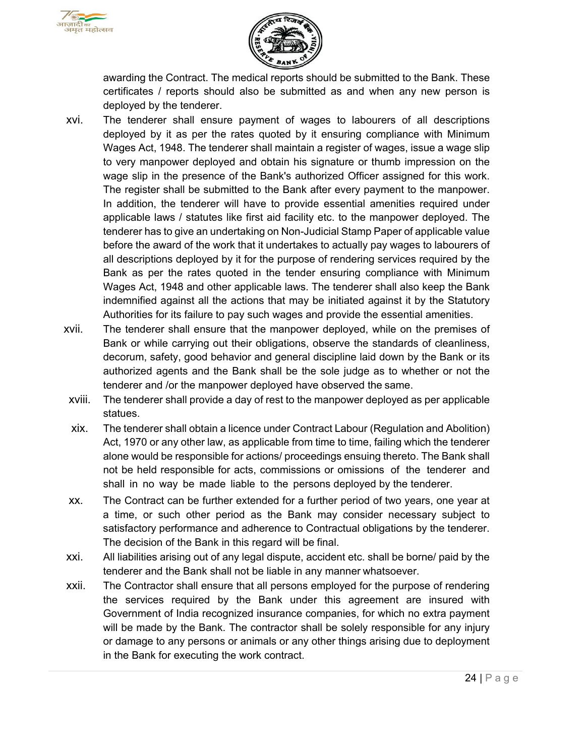awarding the Contract. The medical reports should be submitted to the Bank. These certificates / reports should also be submitted as and when any new person is deployed by the tenderer.

xvi. The tenderer shall ensure payment of wages to labourers of all descriptions deployed by it as per the rates quoted by it ensuring compliance with Minimum Wages Act, 1948. The tenderer shall maintain a register of wages, issue a wage slip to very manpower deployed and obtain his signature or thumb impression on the wage slip in the presence of the Bank's authorized Officer assigned for this work. The register shall be submitted to the Bank after every payment to the manpower. In addition, the tenderer will have to provide essential amenities required under applicable laws / statutes like first aid facility etc. to the manpower deployed. The tenderer has to give an undertaking on Non-Judicial Stamp Paper of applicable value before the award of the work that it undertakes to actually pay wages to labourers of all descriptions deployed by it for the purpose of rendering services required by the Bank as per the rates quoted in the tender ensuring compliance with Minimum Wages Act, 1948 and other applicable laws. The tenderer shall also keep the Bank indemnified against all the actions that may be initiated against it by the Statutory Authorities for its failure to pay such wages and provide the essential amenities.

xvii. The tenderer shall ensure that the manpower deployed, while on the premises of Bank or while carrying out their obligations, observe the standards of cleanliness, decorum, safety, good behavior and general discipline laid down by the Bank or its authorized agents and the Bank shall be the sole judge as to whether or not the tenderer and /or the manpower deployed have observed the same.

xviii. The tenderer shall provide a day of rest to the manpower deployed as per applicable statues.

xix. The tenderer shall obtain a licence under Contract Labour (Regulation and Abolition) Act, 1970 or any other law, as applicable from time to time, failing which the tenderer alone would be responsible for actions/ proceedings ensuing thereto. The Bank shall not be held responsible for acts, commissions or omissions of the tenderer and shall in no way be made liable to the persons deployed by the tenderer.

xx. The Contract can be further extended for a further period of two years, one year at a time, or such other period as the Bank may consider necessary subject to satisfactory performance and adherence to Contractual obligations by the tenderer. The decision of the Bank in this regard will be final.

xxi. All liabilities arising out of any legal dispute, accident etc. shall be borne/ paid by the tenderer and the Bank shall not be liable in any manner whatsoever.

xxii. The Contractor shall ensure that all persons employed for the purpose of rendering the services required by the Bank under this agreement are insured with Government of India recognized insurance companies, for which no extra payment will be made by the Bank. The contractor shall be solely responsible for any injury or damage to any persons or animals or any other things arising due to deployment in the Bank for executing the work contract.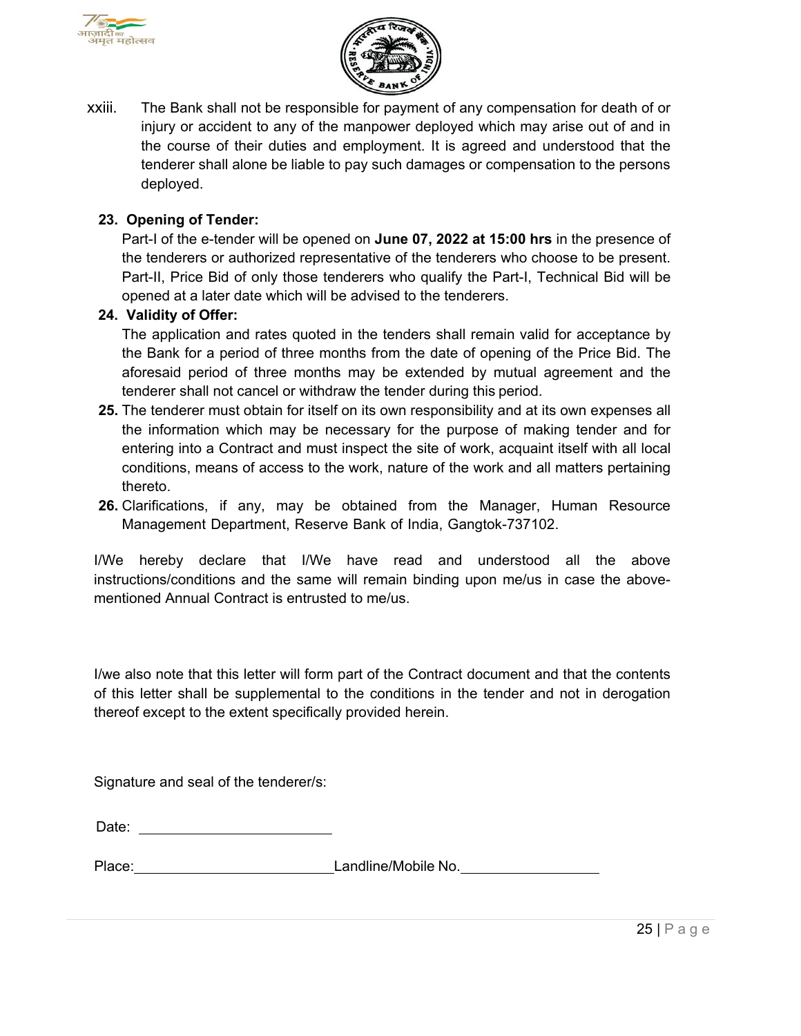xxiii. The Bank shall not be responsible for payment of any compensation for death of or injury or accident to any of the manpower deployed which may arise out of and in the course of their duties and employment. It is agreed and understood that the tenderer shall alone be liable to pay such damages or compensation to the persons deployed.

**23. Opening of Tender:**

Part-I of the e-tender will be opened on **June 07, 2022 at 15:00 hrs** in the presence of the tenderers or authorized representative of the tenderers who choose to be present. Part-II, Price Bid of only those tenderers who qualify the Part-I, Technical Bid will be opened at a later date which will be advised to the tenderers.

**24. Validity of Offer:**

The application and rates quoted in the tenders shall remain valid for acceptance by the Bank for a period of three months from the date of opening of the Price Bid. The aforesaid period of three months may be extended by mutual agreement and the tenderer shall not cancel or withdraw the tender during this period.

**25.** The tenderer must obtain for itself on its own responsibility and at its own expenses all the information which may be necessary for the purpose of making tender and for entering into a Contract and must inspect the site of work, acquaint itself with all local conditions, means of access to the work, nature of the work and all matters pertaining thereto.

**26.** Clarifications, if any, may be obtained from the Manager, Human Resource Management Department, Reserve Bank of India, Gangtok-737102.

I/We hereby declare that I/We have read and understood all the above instructions/conditions and the same will remain binding upon me/us in case the above-mentioned Annual Contract is entrusted to me/us.

I/we also note that this letter will form part of the Contract document and that the contents of this letter shall be supplemental to the conditions in the tender and not in derogation thereof except to the extent specifically provided herein.

Signature and seal of the tenderer/s:

Date: ____________________

Place: ____________________ Landline/Mobile No. ____________________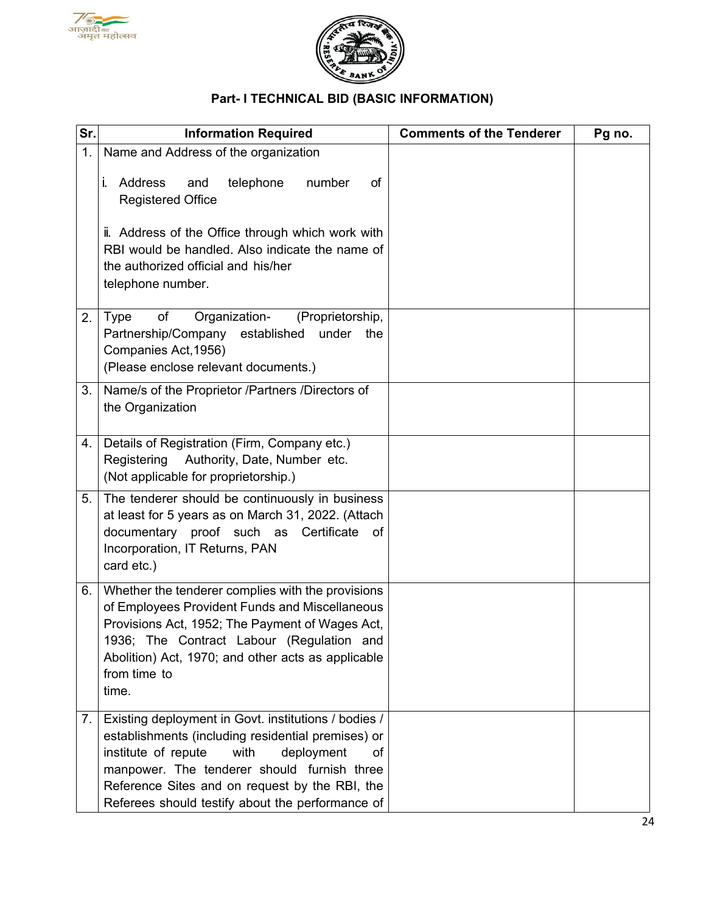## Part- I TECHNICAL BID (BASIC INFORMATION)

| Sr. | Information Required | Comments of the Tenderer | Pg no. |
|---|---|---|---|
| 1. | Name and Address of the organization<br><br>i. Address and telephone number of Registered Office<br><br>ii. Address of the Office through which work with RBI would be handled. Also indicate the name of the authorized official and his/her telephone number. | | |
| 2. | Type of Organization- (Proprietorship, Partnership/Company established under the Companies Act,1956)<br>(Please enclose relevant documents.) | | |
| 3. | Name/s of the Proprietor /Partners /Directors of the Organization | | |
| 4. | Details of Registration (Firm, Company etc.) Registering Authority, Date, Number etc.<br>(Not applicable for proprietorship.) | | |
| 5. | The tenderer should be continuously in business at least for 5 years as on March 31, 2022. (Attach documentary proof such as Certificate of Incorporation, IT Returns, PAN card etc.) | | |
| 6. | Whether the tenderer complies with the provisions of Employees Provident Funds and Miscellaneous Provisions Act, 1952; The Payment of Wages Act, 1936; The Contract Labour (Regulation and Abolition) Act, 1970; and other acts as applicable from time to time. | | |
| 7. | Existing deployment in Govt. institutions / bodies / establishments (including residential premises) or institute of repute with deployment of manpower. The tenderer should furnish three Reference Sites and on request by the RBI, the Referees should testify about the performance of | | |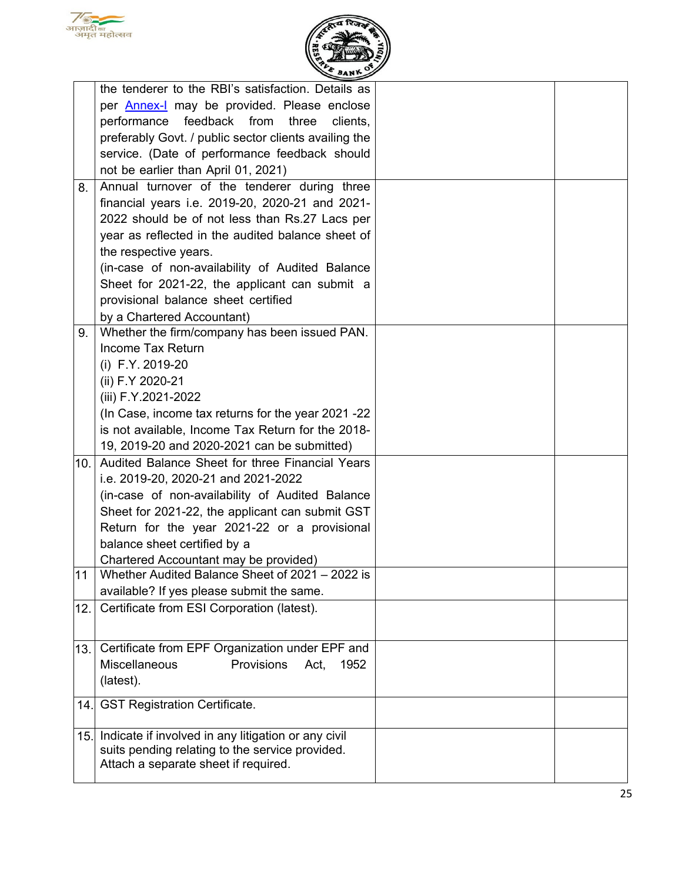| | | | |
|---|---|---|---|
| | the tenderer to the RBI's satisfaction. Details as per Annex-I may be provided. Please enclose performance feedback from three clients, preferably Govt. / public sector clients availing the service. (Date of performance feedback should not be earlier than April 01, 2021) | | |
| 8. | Annual turnover of the tenderer during three financial years i.e. 2019-20, 2020-21 and 2021-2022 should be of not less than Rs.27 Lacs per year as reflected in the audited balance sheet of the respective years.<br>(in-case of non-availability of Audited Balance Sheet for 2021-22, the applicant can submit a provisional balance sheet certified by a Chartered Accountant) | | |
| 9. | Whether the firm/company has been issued PAN.<br>Income Tax Return<br>(i) F.Y. 2019-20<br>(ii) F.Y 2020-21<br>(iii) F.Y.2021-2022<br>(In Case, income tax returns for the year 2021 -22 is not available, Income Tax Return for the 2018-19, 2019-20 and 2020-2021 can be submitted) | | |
| 10. | Audited Balance Sheet for three Financial Years i.e. 2019-20, 2020-21 and 2021-2022<br>(in-case of non-availability of Audited Balance Sheet for 2021-22, the applicant can submit GST Return for the year 2021-22 or a provisional balance sheet certified by a Chartered Accountant may be provided) | | |
| 11 | Whether Audited Balance Sheet of 2021 – 2022 is available? If yes please submit the same. | | |
| 12. | Certificate from ESI Corporation (latest). | | |
| 13. | Certificate from EPF Organization under EPF and Miscellaneous Provisions Act, 1952 (latest). | | |
| 14. | GST Registration Certificate. | | |
| 15. | Indicate if involved in any litigation or any civil suits pending relating to the service provided. Attach a separate sheet if required. | | |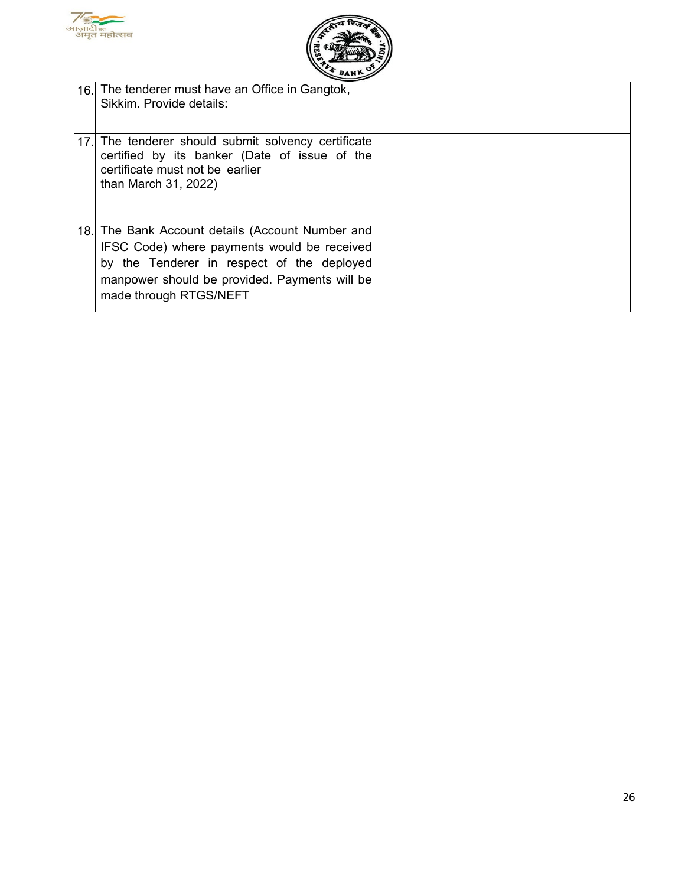| | | | |
|---|---|---|---|
| 16. | The tenderer must have an Office in Gangtok, Sikkim. Provide details: | | |
| 17. | The tenderer should submit solvency certificate certified by its banker (Date of issue of the certificate must not be earlier than March 31, 2022) | | |
| 18. | The Bank Account details (Account Number and IFSC Code) where payments would be received by the Tenderer in respect of the deployed manpower should be provided. Payments will be made through RTGS/NEFT | | |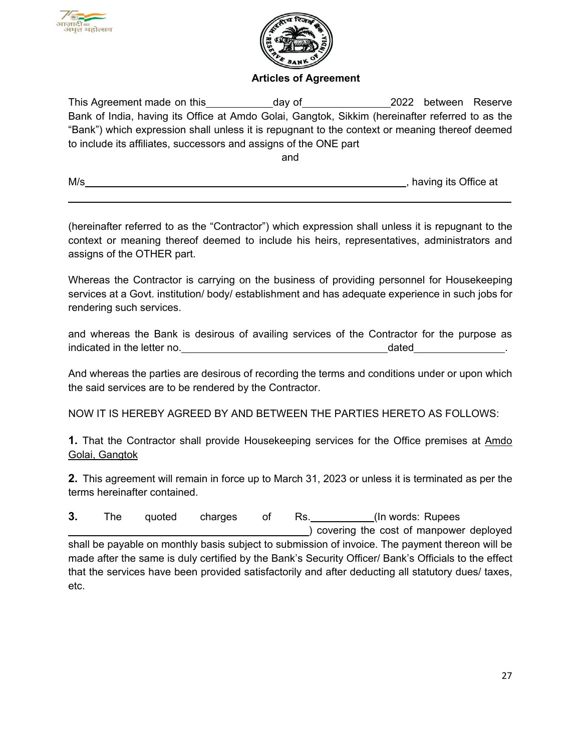**Articles of Agreement**

This Agreement made on this\_\_\_\_\_\_\_\_\_\_\_\_day of\_\_\_\_\_\_\_\_\_\_\_\_\_\_\_\_2022 between Reserve Bank of India, having its Office at Amdo Golai, Gangtok, Sikkim (hereinafter referred to as the "Bank") which expression shall unless it is repugnant to the context or meaning thereof deemed to include its affiliates, successors and assigns of the ONE part

and

M/s\_\_\_\_\_\_\_\_\_\_\_\_\_\_\_\_\_\_\_\_\_\_\_\_\_\_\_\_\_\_\_\_\_\_\_\_\_\_\_\_\_\_\_\_\_\_\_\_\_\_\_\_\_\_\_\_\_\_, having its Office at

\_\_\_\_\_\_\_\_\_\_\_\_\_\_\_\_\_\_\_\_\_\_\_\_\_\_\_\_\_\_\_\_\_\_\_\_\_\_\_\_\_\_\_\_\_\_\_\_\_\_\_\_\_\_\_\_\_\_\_\_\_\_\_\_\_\_\_\_\_\_\_\_\_\_\_\_

(hereinafter referred to as the "Contractor") which expression shall unless it is repugnant to the context or meaning thereof deemed to include his heirs, representatives, administrators and assigns of the OTHER part.

Whereas the Contractor is carrying on the business of providing personnel for Housekeeping services at a Govt. institution/ body/ establishment and has adequate experience in such jobs for rendering such services.

and whereas the Bank is desirous of availing services of the Contractor for the purpose as indicated in the letter no.\_\_\_\_\_\_\_\_\_\_\_\_\_\_\_\_\_\_\_\_\_\_\_\_\_\_\_\_\_\_\_\_\_\_\_\_\_\_dated\_\_\_\_\_\_\_\_\_\_\_\_\_\_\_\_.

And whereas the parties are desirous of recording the terms and conditions under or upon which the said services are to be rendered by the Contractor.

NOW IT IS HEREBY AGREED BY AND BETWEEN THE PARTIES HERETO AS FOLLOWS:

**1.** That the Contractor shall provide Housekeeping services for the Office premises at Amdo Golai, Gangtok

**2.** This agreement will remain in force up to March 31, 2023 or unless it is terminated as per the terms hereinafter contained.

**3.** The quoted charges of Rs.\_\_\_\_\_\_\_\_\_\_\_\_(In words: Rupees \_\_\_\_\_\_\_\_\_\_\_\_\_\_\_\_\_\_\_\_\_\_\_\_\_\_\_\_\_\_\_\_\_\_\_\_\_\_\_\_\_\_\_\_\_\_\_\_) covering the cost of manpower deployed shall be payable on monthly basis subject to submission of invoice. The payment thereon will be made after the same is duly certified by the Bank's Security Officer/ Bank's Officials to the effect that the services have been provided satisfactorily and after deducting all statutory dues/ taxes, etc.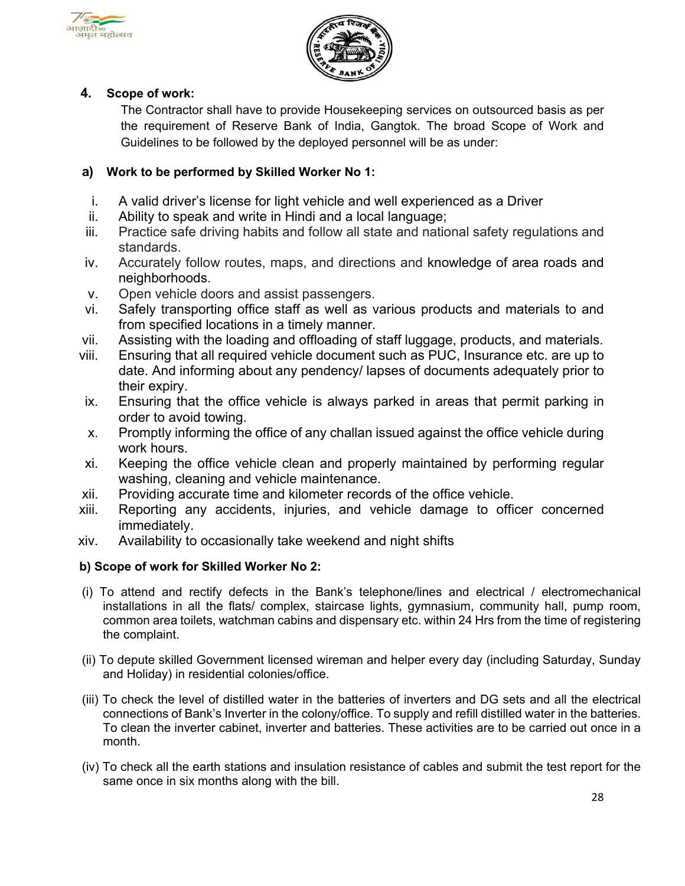## 4. Scope of work:

The Contractor shall have to provide Housekeeping services on outsourced basis as per the requirement of Reserve Bank of India, Gangtok. The broad Scope of Work and Guidelines to be followed by the deployed personnel will be as under:

### a) Work to be performed by Skilled Worker No 1:

i. A valid driver's license for light vehicle and well experienced as a Driver
ii. Ability to speak and write in Hindi and a local language;
iii. Practice safe driving habits and follow all state and national safety regulations and standards.
iv. Accurately follow routes, maps, and directions and knowledge of area roads and neighborhoods.
v. Open vehicle doors and assist passengers.
vi. Safely transporting office staff as well as various products and materials to and from specified locations in a timely manner.
vii. Assisting with the loading and offloading of staff luggage, products, and materials.
viii. Ensuring that all required vehicle document such as PUC, Insurance etc. are up to date. And informing about any pendency/ lapses of documents adequately prior to their expiry.
ix. Ensuring that the office vehicle is always parked in areas that permit parking in order to avoid towing.
x. Promptly informing the office of any challan issued against the office vehicle during work hours.
xi. Keeping the office vehicle clean and properly maintained by performing regular washing, cleaning and vehicle maintenance.
xii. Providing accurate time and kilometer records of the office vehicle.
xiii. Reporting any accidents, injuries, and vehicle damage to officer concerned immediately.
xiv. Availability to occasionally take weekend and night shifts

### b) Scope of work for Skilled Worker No 2:

(i) To attend and rectify defects in the Bank's telephone/lines and electrical / electromechanical installations in all the flats/ complex, staircase lights, gymnasium, community hall, pump room, common area toilets, watchman cabins and dispensary etc. within 24 Hrs from the time of registering the complaint.

(ii) To depute skilled Government licensed wireman and helper every day (including Saturday, Sunday and Holiday) in residential colonies/office.

(iii) To check the level of distilled water in the batteries of inverters and DG sets and all the electrical connections of Bank's Inverter in the colony/office. To supply and refill distilled water in the batteries. To clean the inverter cabinet, inverter and batteries. These activities are to be carried out once in a month.

(iv) To check all the earth stations and insulation resistance of cables and submit the test report for the same once in six months along with the bill.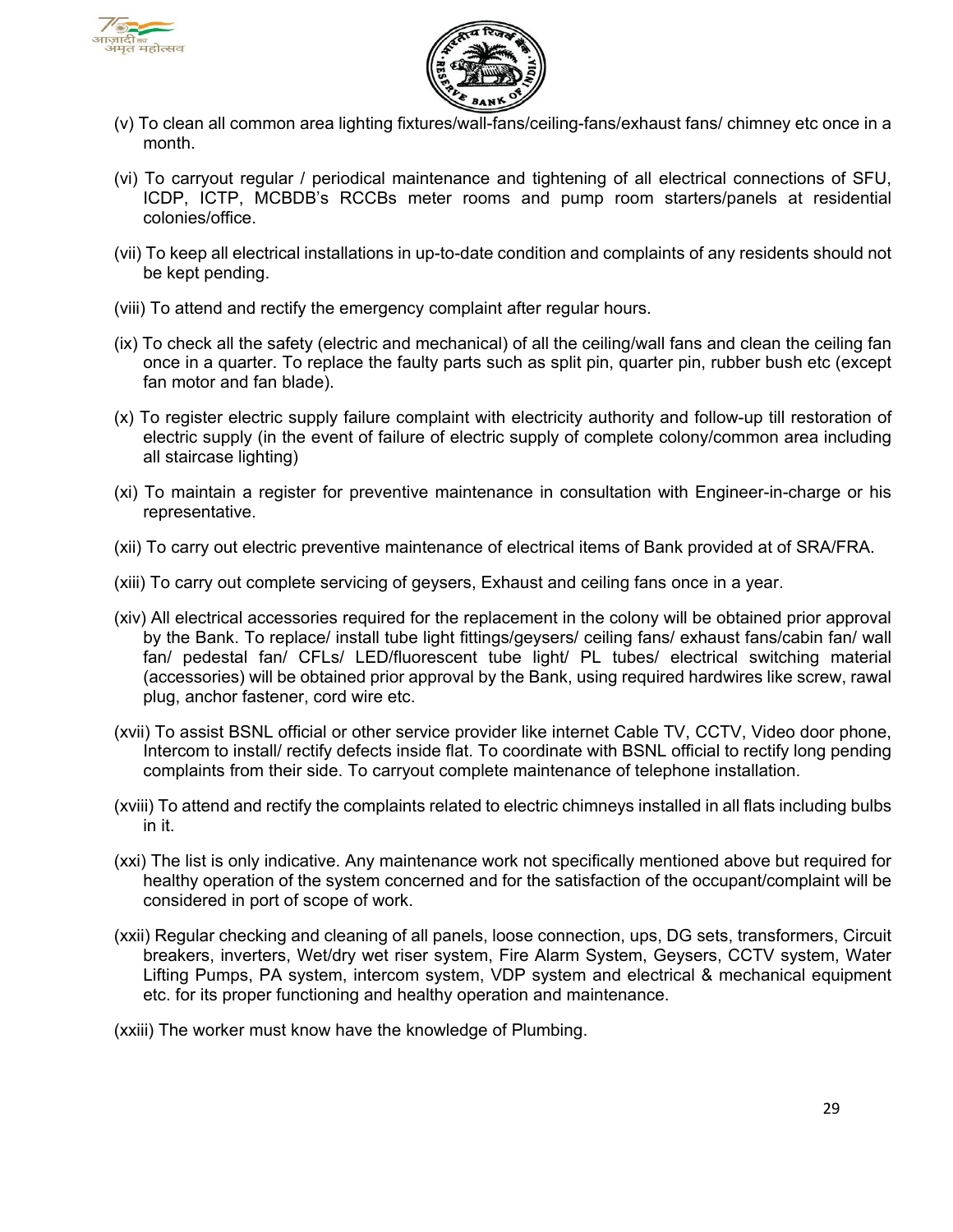(v) To clean all common area lighting fixtures/wall-fans/ceiling-fans/exhaust fans/ chimney etc once in a month.

(vi) To carryout regular / periodical maintenance and tightening of all electrical connections of SFU, ICDP, ICTP, MCBDB's RCCBs meter rooms and pump room starters/panels at residential colonies/office.

(vii) To keep all electrical installations in up-to-date condition and complaints of any residents should not be kept pending.

(viii) To attend and rectify the emergency complaint after regular hours.

(ix) To check all the safety (electric and mechanical) of all the ceiling/wall fans and clean the ceiling fan once in a quarter. To replace the faulty parts such as split pin, quarter pin, rubber bush etc (except fan motor and fan blade).

(x) To register electric supply failure complaint with electricity authority and follow-up till restoration of electric supply (in the event of failure of electric supply of complete colony/common area including all staircase lighting)

(xi) To maintain a register for preventive maintenance in consultation with Engineer-in-charge or his representative.

(xii) To carry out electric preventive maintenance of electrical items of Bank provided at of SRA/FRA.

(xiii) To carry out complete servicing of geysers, Exhaust and ceiling fans once in a year.

(xiv) All electrical accessories required for the replacement in the colony will be obtained prior approval by the Bank. To replace/ install tube light fittings/geysers/ ceiling fans/ exhaust fans/cabin fan/ wall fan/ pedestal fan/ CFLs/ LED/fluorescent tube light/ PL tubes/ electrical switching material (accessories) will be obtained prior approval by the Bank, using required hardwires like screw, rawal plug, anchor fastener, cord wire etc.

(xvii) To assist BSNL official or other service provider like internet Cable TV, CCTV, Video door phone, Intercom to install/ rectify defects inside flat. To coordinate with BSNL official to rectify long pending complaints from their side. To carryout complete maintenance of telephone installation.

(xviii) To attend and rectify the complaints related to electric chimneys installed in all flats including bulbs in it.

(xxi) The list is only indicative. Any maintenance work not specifically mentioned above but required for healthy operation of the system concerned and for the satisfaction of the occupant/complaint will be considered in port of scope of work.

(xxii) Regular checking and cleaning of all panels, loose connection, ups, DG sets, transformers, Circuit breakers, inverters, Wet/dry wet riser system, Fire Alarm System, Geysers, CCTV system, Water Lifting Pumps, PA system, intercom system, VDP system and electrical & mechanical equipment etc. for its proper functioning and healthy operation and maintenance.

(xxiii) The worker must know have the knowledge of Plumbing.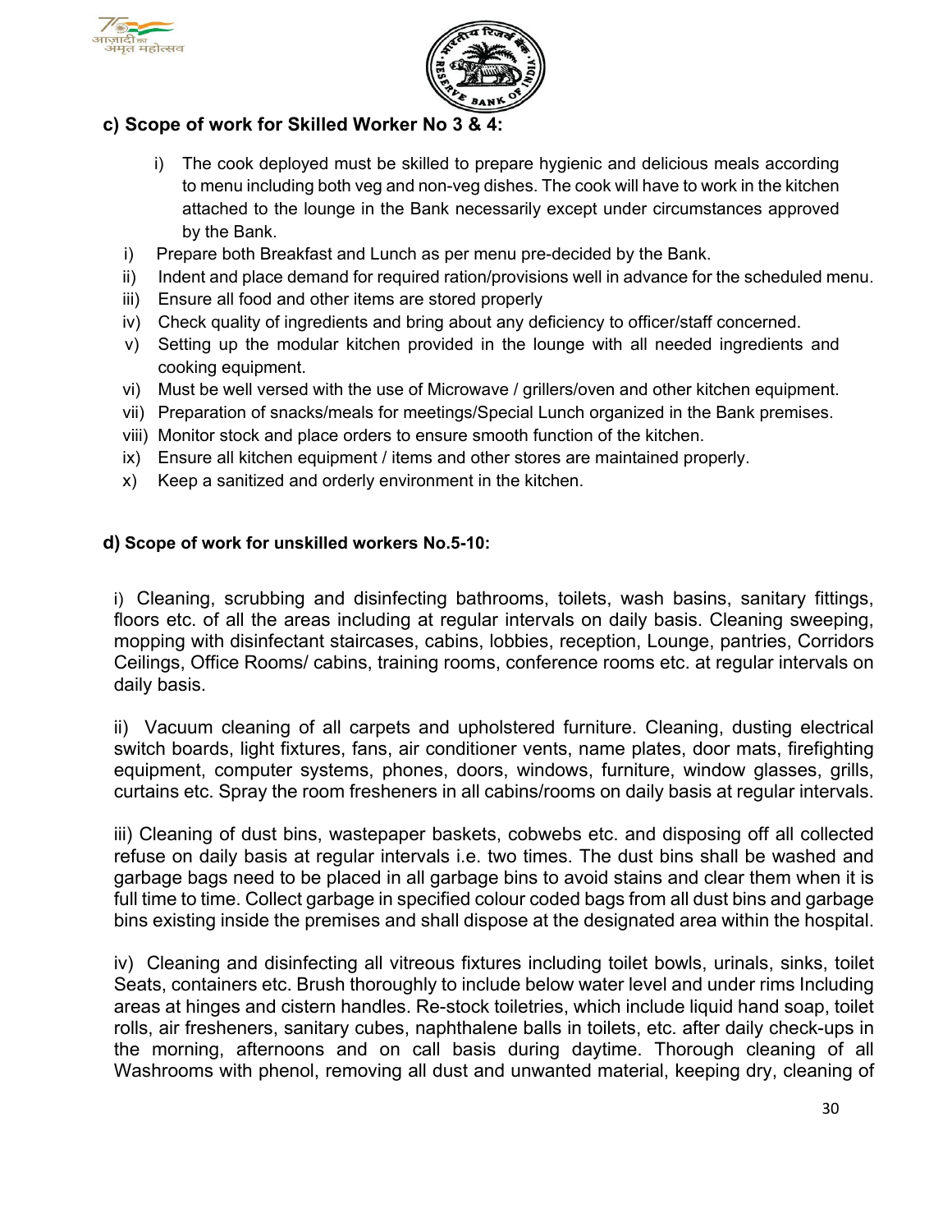### c) Scope of work for Skilled Worker No 3 & 4:

i) The cook deployed must be skilled to prepare hygienic and delicious meals according to menu including both veg and non-veg dishes. The cook will have to work in the kitchen attached to the lounge in the Bank necessarily except under circumstances approved by the Bank.

i) Prepare both Breakfast and Lunch as per menu pre-decided by the Bank.
ii) Indent and place demand for required ration/provisions well in advance for the scheduled menu.
iii) Ensure all food and other items are stored properly
iv) Check quality of ingredients and bring about any deficiency to officer/staff concerned.
v) Setting up the modular kitchen provided in the lounge with all needed ingredients and cooking equipment.
vi) Must be well versed with the use of Microwave / grillers/oven and other kitchen equipment.
vii) Preparation of snacks/meals for meetings/Special Lunch organized in the Bank premises.
viii) Monitor stock and place orders to ensure smooth function of the kitchen.
ix) Ensure all kitchen equipment / items and other stores are maintained properly.
x) Keep a sanitized and orderly environment in the kitchen.

### d) Scope of work for unskilled workers No.5-10:

i) Cleaning, scrubbing and disinfecting bathrooms, toilets, wash basins, sanitary fittings, floors etc. of all the areas including at regular intervals on daily basis. Cleaning sweeping, mopping with disinfectant staircases, cabins, lobbies, reception, Lounge, pantries, Corridors Ceilings, Office Rooms/ cabins, training rooms, conference rooms etc. at regular intervals on daily basis.

ii) Vacuum cleaning of all carpets and upholstered furniture. Cleaning, dusting electrical switch boards, light fixtures, fans, air conditioner vents, name plates, door mats, firefighting equipment, computer systems, phones, doors, windows, furniture, window glasses, grills, curtains etc. Spray the room fresheners in all cabins/rooms on daily basis at regular intervals.

iii) Cleaning of dust bins, wastepaper baskets, cobwebs etc. and disposing off all collected refuse on daily basis at regular intervals i.e. two times. The dust bins shall be washed and garbage bags need to be placed in all garbage bins to avoid stains and clear them when it is full time to time. Collect garbage in specified colour coded bags from all dust bins and garbage bins existing inside the premises and shall dispose at the designated area within the hospital.

iv) Cleaning and disinfecting all vitreous fixtures including toilet bowls, urinals, sinks, toilet Seats, containers etc. Brush thoroughly to include below water level and under rims Including areas at hinges and cistern handles. Re-stock toiletries, which include liquid hand soap, toilet rolls, air fresheners, sanitary cubes, naphthalene balls in toilets, etc. after daily check-ups in the morning, afternoons and on call basis during daytime. Thorough cleaning of all Washrooms with phenol, removing all dust and unwanted material, keeping dry, cleaning of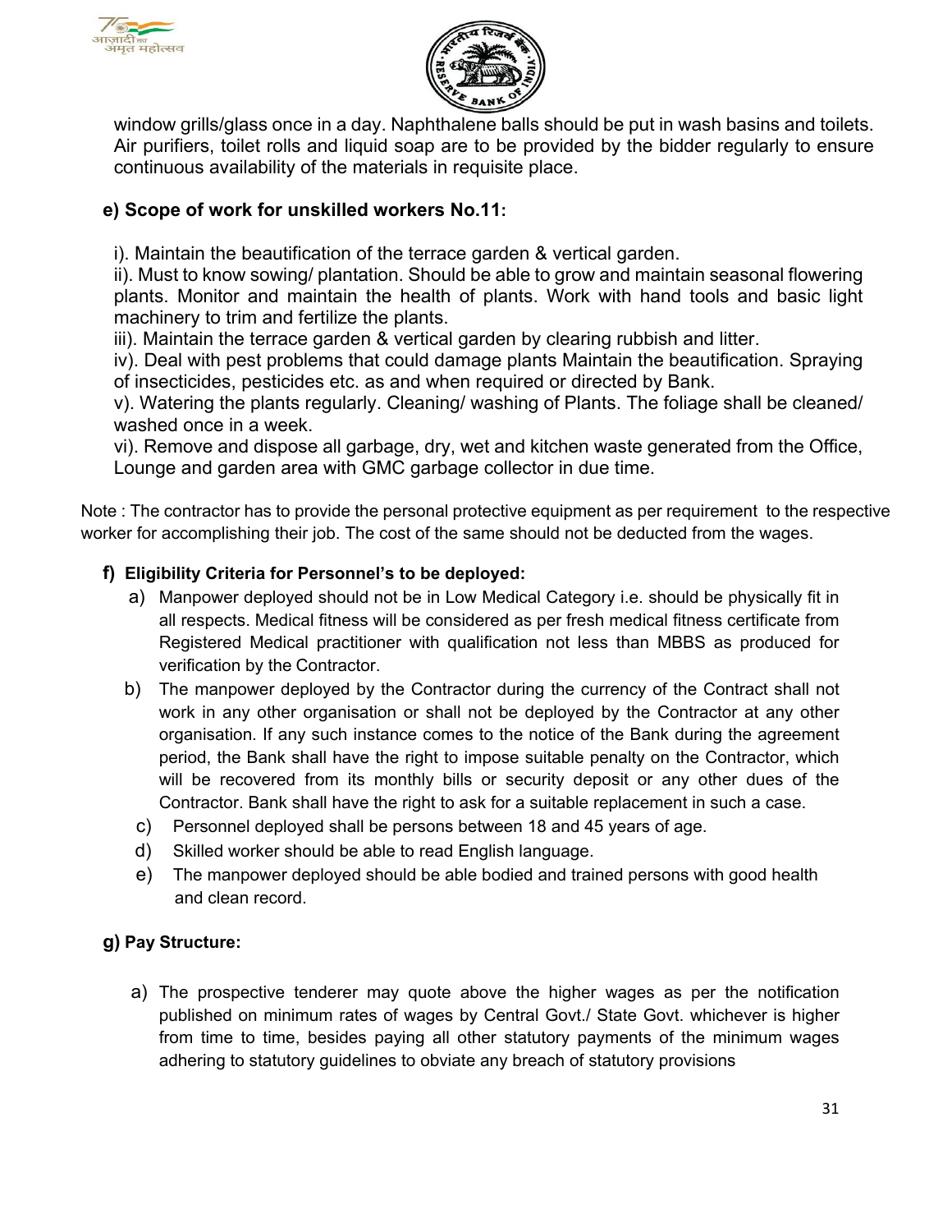window grills/glass once in a day. Naphthalene balls should be put in wash basins and toilets. Air purifiers, toilet rolls and liquid soap are to be provided by the bidder regularly to ensure continuous availability of the materials in requisite place.

**e) Scope of work for unskilled workers No.11:**

i). Maintain the beautification of the terrace garden & vertical garden.
ii). Must to know sowing/ plantation. Should be able to grow and maintain seasonal flowering plants. Monitor and maintain the health of plants. Work with hand tools and basic light machinery to trim and fertilize the plants.
iii). Maintain the terrace garden & vertical garden by clearing rubbish and litter.
iv). Deal with pest problems that could damage plants Maintain the beautification. Spraying of insecticides, pesticides etc. as and when required or directed by Bank.
v). Watering the plants regularly. Cleaning/ washing of Plants. The foliage shall be cleaned/ washed once in a week.
vi). Remove and dispose all garbage, dry, wet and kitchen waste generated from the Office, Lounge and garden area with GMC garbage collector in due time.

Note : The contractor has to provide the personal protective equipment as per requirement to the respective worker for accomplishing their job. The cost of the same should not be deducted from the wages.

**f) Eligibility Criteria for Personnel's to be deployed:**

a) Manpower deployed should not be in Low Medical Category i.e. should be physically fit in all respects. Medical fitness will be considered as per fresh medical fitness certificate from Registered Medical practitioner with qualification not less than MBBS as produced for verification by the Contractor.

b) The manpower deployed by the Contractor during the currency of the Contract shall not work in any other organisation or shall not be deployed by the Contractor at any other organisation. If any such instance comes to the notice of the Bank during the agreement period, the Bank shall have the right to impose suitable penalty on the Contractor, which will be recovered from its monthly bills or security deposit or any other dues of the Contractor. Bank shall have the right to ask for a suitable replacement in such a case.

c) Personnel deployed shall be persons between 18 and 45 years of age.

d) Skilled worker should be able to read English language.

e) The manpower deployed should be able bodied and trained persons with good health and clean record.

**g) Pay Structure:**

a) The prospective tenderer may quote above the higher wages as per the notification published on minimum rates of wages by Central Govt./ State Govt. whichever is higher from time to time, besides paying all other statutory payments of the minimum wages adhering to statutory guidelines to obviate any breach of statutory provisions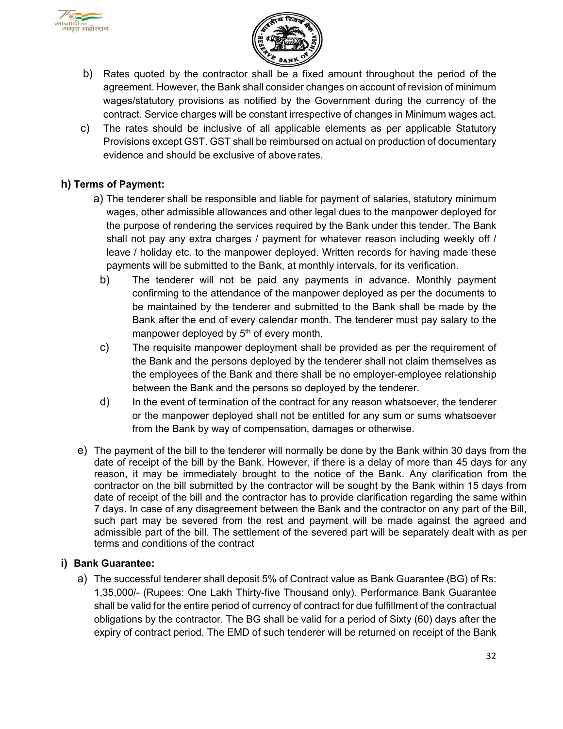b) Rates quoted by the contractor shall be a fixed amount throughout the period of the agreement. However, the Bank shall consider changes on account of revision of minimum wages/statutory provisions as notified by the Government during the currency of the contract. Service charges will be constant irrespective of changes in Minimum wages act.

c) The rates should be inclusive of all applicable elements as per applicable Statutory Provisions except GST. GST shall be reimbursed on actual on production of documentary evidence and should be exclusive of above rates.

**h) Terms of Payment:**

a) The tenderer shall be responsible and liable for payment of salaries, statutory minimum wages, other admissible allowances and other legal dues to the manpower deployed for the purpose of rendering the services required by the Bank under this tender. The Bank shall not pay any extra charges / payment for whatever reason including weekly off / leave / holiday etc. to the manpower deployed. Written records for having made these payments will be submitted to the Bank, at monthly intervals, for its verification.

b) The tenderer will not be paid any payments in advance. Monthly payment confirming to the attendance of the manpower deployed as per the documents to be maintained by the tenderer and submitted to the Bank shall be made by the Bank after the end of every calendar month. The tenderer must pay salary to the manpower deployed by 5th of every month.

c) The requisite manpower deployment shall be provided as per the requirement of the Bank and the persons deployed by the tenderer shall not claim themselves as the employees of the Bank and there shall be no employer-employee relationship between the Bank and the persons so deployed by the tenderer.

d) In the event of termination of the contract for any reason whatsoever, the tenderer or the manpower deployed shall not be entitled for any sum or sums whatsoever from the Bank by way of compensation, damages or otherwise.

e) The payment of the bill to the tenderer will normally be done by the Bank within 30 days from the date of receipt of the bill by the Bank. However, if there is a delay of more than 45 days for any reason, it may be immediately brought to the notice of the Bank. Any clarification from the contractor on the bill submitted by the contractor will be sought by the Bank within 15 days from date of receipt of the bill and the contractor has to provide clarification regarding the same within 7 days. In case of any disagreement between the Bank and the contractor on any part of the Bill, such part may be severed from the rest and payment will be made against the agreed and admissible part of the bill. The settlement of the severed part will be separately dealt with as per terms and conditions of the contract

**i) Bank Guarantee:**

a) The successful tenderer shall deposit 5% of Contract value as Bank Guarantee (BG) of Rs: 1,35,000/- (Rupees: One Lakh Thirty-five Thousand only). Performance Bank Guarantee shall be valid for the entire period of currency of contract for due fulfillment of the contractual obligations by the contractor. The BG shall be valid for a period of Sixty (60) days after the expiry of contract period. The EMD of such tenderer will be returned on receipt of the Bank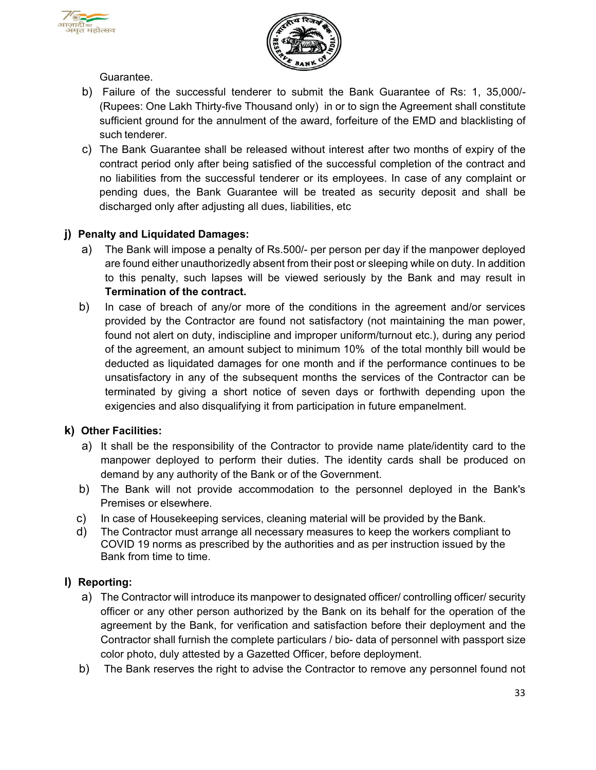Guarantee.

b) Failure of the successful tenderer to submit the Bank Guarantee of Rs: 1, 35,000/- (Rupees: One Lakh Thirty-five Thousand only) in or to sign the Agreement shall constitute sufficient ground for the annulment of the award, forfeiture of the EMD and blacklisting of such tenderer.

c) The Bank Guarantee shall be released without interest after two months of expiry of the contract period only after being satisfied of the successful completion of the contract and no liabilities from the successful tenderer or its employees. In case of any complaint or pending dues, the Bank Guarantee will be treated as security deposit and shall be discharged only after adjusting all dues, liabilities, etc

**j) Penalty and Liquidated Damages:**

a) The Bank will impose a penalty of Rs.500/- per person per day if the manpower deployed are found either unauthorizedly absent from their post or sleeping while on duty. In addition to this penalty, such lapses will be viewed seriously by the Bank and may result in **Termination of the contract.**

b) In case of breach of any/or more of the conditions in the agreement and/or services provided by the Contractor are found not satisfactory (not maintaining the man power, found not alert on duty, indiscipline and improper uniform/turnout etc.), during any period of the agreement, an amount subject to minimum 10% of the total monthly bill would be deducted as liquidated damages for one month and if the performance continues to be unsatisfactory in any of the subsequent months the services of the Contractor can be terminated by giving a short notice of seven days or forthwith depending upon the exigencies and also disqualifying it from participation in future empanelment.

**k) Other Facilities:**

a) It shall be the responsibility of the Contractor to provide name plate/identity card to the manpower deployed to perform their duties. The identity cards shall be produced on demand by any authority of the Bank or of the Government.

b) The Bank will not provide accommodation to the personnel deployed in the Bank's Premises or elsewhere.

c) In case of Housekeeping services, cleaning material will be provided by the Bank.

d) The Contractor must arrange all necessary measures to keep the workers compliant to COVID 19 norms as prescribed by the authorities and as per instruction issued by the Bank from time to time.

**l) Reporting:**

a) The Contractor will introduce its manpower to designated officer/ controlling officer/ security officer or any other person authorized by the Bank on its behalf for the operation of the agreement by the Bank, for verification and satisfaction before their deployment and the Contractor shall furnish the complete particulars / bio- data of personnel with passport size color photo, duly attested by a Gazetted Officer, before deployment.

b) The Bank reserves the right to advise the Contractor to remove any personnel found not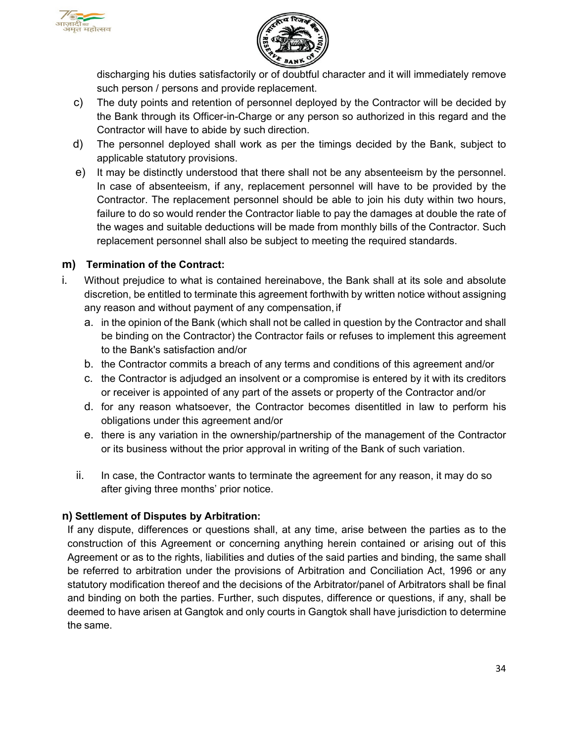discharging his duties satisfactorily or of doubtful character and it will immediately remove such person / persons and provide replacement.

c) The duty points and retention of personnel deployed by the Contractor will be decided by the Bank through its Officer-in-Charge or any person so authorized in this regard and the Contractor will have to abide by such direction.

d) The personnel deployed shall work as per the timings decided by the Bank, subject to applicable statutory provisions.

e) It may be distinctly understood that there shall not be any absenteeism by the personnel. In case of absenteeism, if any, replacement personnel will have to be provided by the Contractor. The replacement personnel should be able to join his duty within two hours, failure to do so would render the Contractor liable to pay the damages at double the rate of the wages and suitable deductions will be made from monthly bills of the Contractor. Such replacement personnel shall also be subject to meeting the required standards.

**m) Termination of the Contract:**

i. Without prejudice to what is contained hereinabove, the Bank shall at its sole and absolute discretion, be entitled to terminate this agreement forthwith by written notice without assigning any reason and without payment of any compensation, if

   a. in the opinion of the Bank (which shall not be called in question by the Contractor and shall be binding on the Contractor) the Contractor fails or refuses to implement this agreement to the Bank's satisfaction and/or

   b. the Contractor commits a breach of any terms and conditions of this agreement and/or

   c. the Contractor is adjudged an insolvent or a compromise is entered by it with its creditors or receiver is appointed of any part of the assets or property of the Contractor and/or

   d. for any reason whatsoever, the Contractor becomes disentitled in law to perform his obligations under this agreement and/or

   e. there is any variation in the ownership/partnership of the management of the Contractor or its business without the prior approval in writing of the Bank of such variation.

ii. In case, the Contractor wants to terminate the agreement for any reason, it may do so after giving three months' prior notice.

**n) Settlement of Disputes by Arbitration:**

If any dispute, differences or questions shall, at any time, arise between the parties as to the construction of this Agreement or concerning anything herein contained or arising out of this Agreement or as to the rights, liabilities and duties of the said parties and binding, the same shall be referred to arbitration under the provisions of Arbitration and Conciliation Act, 1996 or any statutory modification thereof and the decisions of the Arbitrator/panel of Arbitrators shall be final and binding on both the parties. Further, such disputes, difference or questions, if any, shall be deemed to have arisen at Gangtok and only courts in Gangtok shall have jurisdiction to determine the same.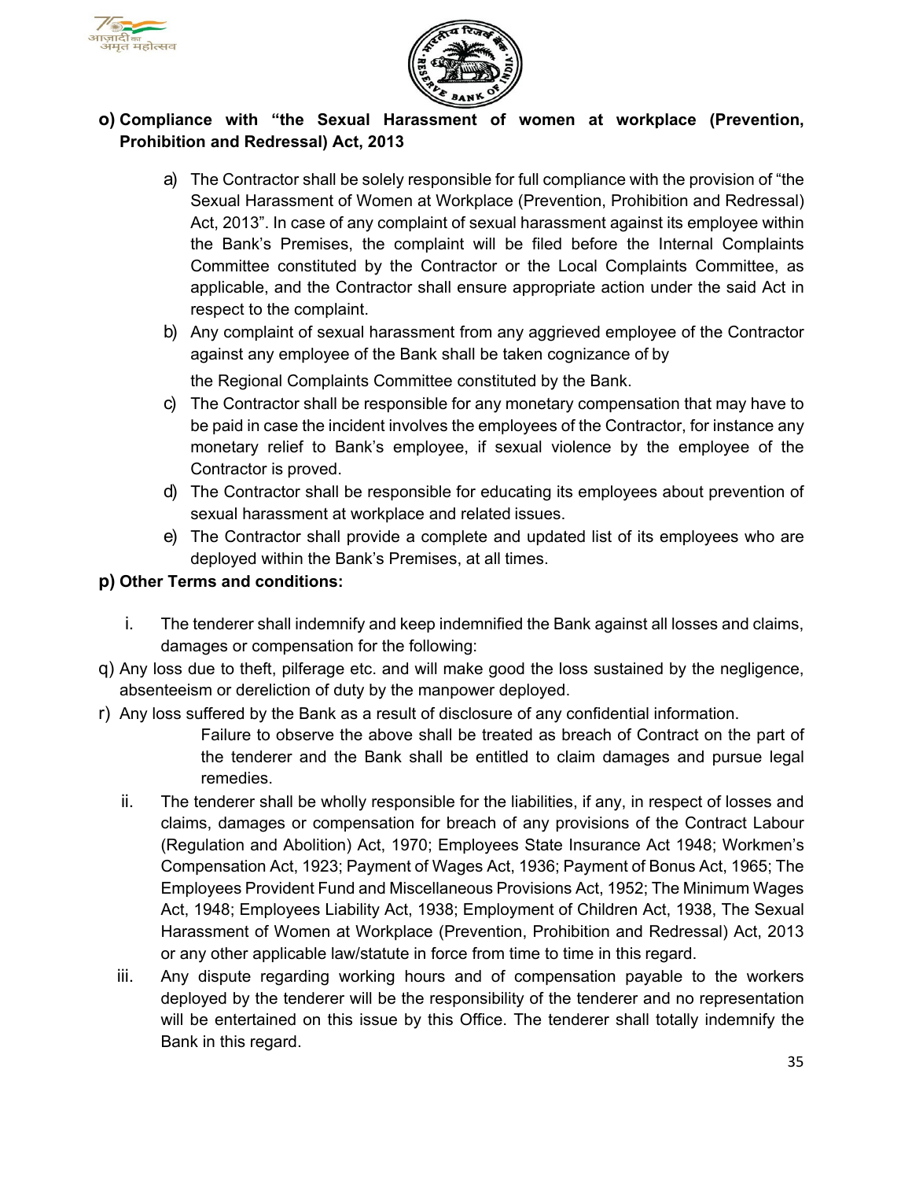**o) Compliance with "the Sexual Harassment of women at workplace (Prevention, Prohibition and Redressal) Act, 2013**

a) The Contractor shall be solely responsible for full compliance with the provision of "the Sexual Harassment of Women at Workplace (Prevention, Prohibition and Redressal) Act, 2013". In case of any complaint of sexual harassment against its employee within the Bank's Premises, the complaint will be filed before the Internal Complaints Committee constituted by the Contractor or the Local Complaints Committee, as applicable, and the Contractor shall ensure appropriate action under the said Act in respect to the complaint.

b) Any complaint of sexual harassment from any aggrieved employee of the Contractor against any employee of the Bank shall be taken cognizance of by the Regional Complaints Committee constituted by the Bank.

c) The Contractor shall be responsible for any monetary compensation that may have to be paid in case the incident involves the employees of the Contractor, for instance any monetary relief to Bank's employee, if sexual violence by the employee of the Contractor is proved.

d) The Contractor shall be responsible for educating its employees about prevention of sexual harassment at workplace and related issues.

e) The Contractor shall provide a complete and updated list of its employees who are deployed within the Bank's Premises, at all times.

**p) Other Terms and conditions:**

i. The tenderer shall indemnify and keep indemnified the Bank against all losses and claims, damages or compensation for the following:

q) Any loss due to theft, pilferage etc. and will make good the loss sustained by the negligence, absenteeism or dereliction of duty by the manpower deployed.

r) Any loss suffered by the Bank as a result of disclosure of any confidential information.

Failure to observe the above shall be treated as breach of Contract on the part of the tenderer and the Bank shall be entitled to claim damages and pursue legal remedies.

ii. The tenderer shall be wholly responsible for the liabilities, if any, in respect of losses and claims, damages or compensation for breach of any provisions of the Contract Labour (Regulation and Abolition) Act, 1970; Employees State Insurance Act 1948; Workmen's Compensation Act, 1923; Payment of Wages Act, 1936; Payment of Bonus Act, 1965; The Employees Provident Fund and Miscellaneous Provisions Act, 1952; The Minimum Wages Act, 1948; Employees Liability Act, 1938; Employment of Children Act, 1938, The Sexual Harassment of Women at Workplace (Prevention, Prohibition and Redressal) Act, 2013 or any other applicable law/statute in force from time to time in this regard.

iii. Any dispute regarding working hours and of compensation payable to the workers deployed by the tenderer will be the responsibility of the tenderer and no representation will be entertained on this issue by this Office. The tenderer shall totally indemnify the Bank in this regard.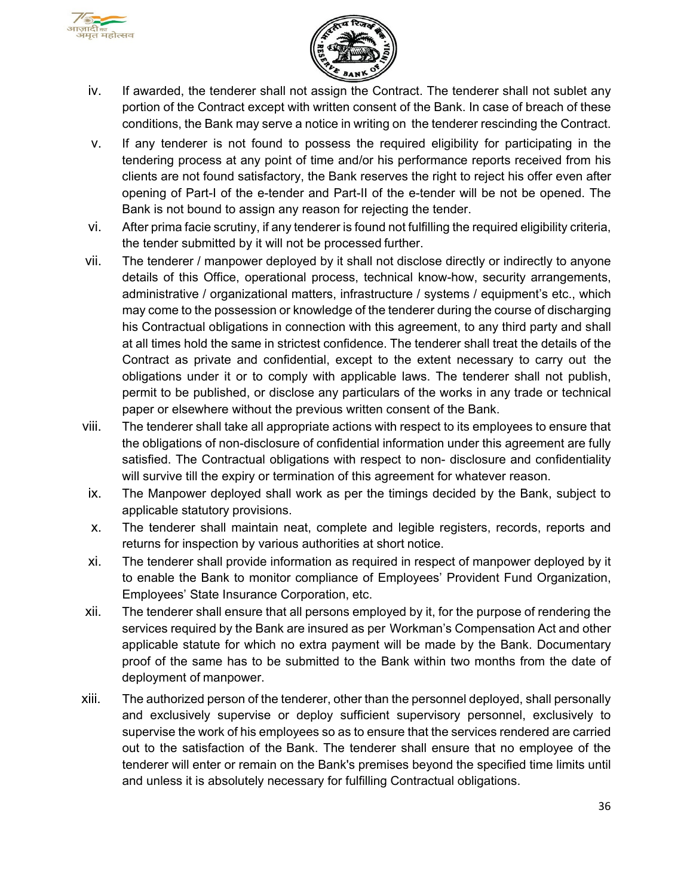iv. If awarded, the tenderer shall not assign the Contract. The tenderer shall not sublet any portion of the Contract except with written consent of the Bank. In case of breach of these conditions, the Bank may serve a notice in writing on the tenderer rescinding the Contract.

v. If any tenderer is not found to possess the required eligibility for participating in the tendering process at any point of time and/or his performance reports received from his clients are not found satisfactory, the Bank reserves the right to reject his offer even after opening of Part-I of the e-tender and Part-II of the e-tender will be not be opened. The Bank is not bound to assign any reason for rejecting the tender.

vi. After prima facie scrutiny, if any tenderer is found not fulfilling the required eligibility criteria, the tender submitted by it will not be processed further.

vii. The tenderer / manpower deployed by it shall not disclose directly or indirectly to anyone details of this Office, operational process, technical know-how, security arrangements, administrative / organizational matters, infrastructure / systems / equipment's etc., which may come to the possession or knowledge of the tenderer during the course of discharging his Contractual obligations in connection with this agreement, to any third party and shall at all times hold the same in strictest confidence. The tenderer shall treat the details of the Contract as private and confidential, except to the extent necessary to carry out the obligations under it or to comply with applicable laws. The tenderer shall not publish, permit to be published, or disclose any particulars of the works in any trade or technical paper or elsewhere without the previous written consent of the Bank.

viii. The tenderer shall take all appropriate actions with respect to its employees to ensure that the obligations of non-disclosure of confidential information under this agreement are fully satisfied. The Contractual obligations with respect to non- disclosure and confidentiality will survive till the expiry or termination of this agreement for whatever reason.

ix. The Manpower deployed shall work as per the timings decided by the Bank, subject to applicable statutory provisions.

x. The tenderer shall maintain neat, complete and legible registers, records, reports and returns for inspection by various authorities at short notice.

xi. The tenderer shall provide information as required in respect of manpower deployed by it to enable the Bank to monitor compliance of Employees' Provident Fund Organization, Employees' State Insurance Corporation, etc.

xii. The tenderer shall ensure that all persons employed by it, for the purpose of rendering the services required by the Bank are insured as per Workman's Compensation Act and other applicable statute for which no extra payment will be made by the Bank. Documentary proof of the same has to be submitted to the Bank within two months from the date of deployment of manpower.

xiii. The authorized person of the tenderer, other than the personnel deployed, shall personally and exclusively supervise or deploy sufficient supervisory personnel, exclusively to supervise the work of his employees so as to ensure that the services rendered are carried out to the satisfaction of the Bank. The tenderer shall ensure that no employee of the tenderer will enter or remain on the Bank's premises beyond the specified time limits until and unless it is absolutely necessary for fulfilling Contractual obligations.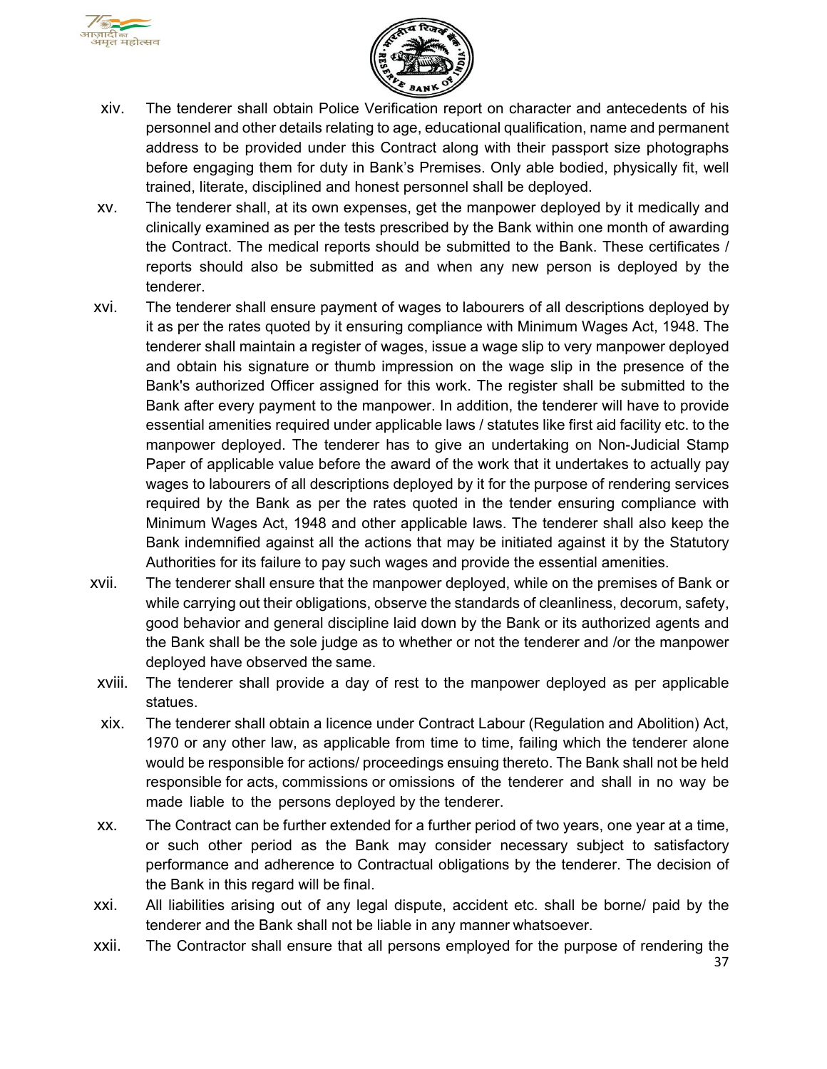xiv. The tenderer shall obtain Police Verification report on character and antecedents of his personnel and other details relating to age, educational qualification, name and permanent address to be provided under this Contract along with their passport size photographs before engaging them for duty in Bank's Premises. Only able bodied, physically fit, well trained, literate, disciplined and honest personnel shall be deployed.

xv. The tenderer shall, at its own expenses, get the manpower deployed by it medically and clinically examined as per the tests prescribed by the Bank within one month of awarding the Contract. The medical reports should be submitted to the Bank. These certificates / reports should also be submitted as and when any new person is deployed by the tenderer.

xvi. The tenderer shall ensure payment of wages to labourers of all descriptions deployed by it as per the rates quoted by it ensuring compliance with Minimum Wages Act, 1948. The tenderer shall maintain a register of wages, issue a wage slip to very manpower deployed and obtain his signature or thumb impression on the wage slip in the presence of the Bank's authorized Officer assigned for this work. The register shall be submitted to the Bank after every payment to the manpower. In addition, the tenderer will have to provide essential amenities required under applicable laws / statutes like first aid facility etc. to the manpower deployed. The tenderer has to give an undertaking on Non-Judicial Stamp Paper of applicable value before the award of the work that it undertakes to actually pay wages to labourers of all descriptions deployed by it for the purpose of rendering services required by the Bank as per the rates quoted in the tender ensuring compliance with Minimum Wages Act, 1948 and other applicable laws. The tenderer shall also keep the Bank indemnified against all the actions that may be initiated against it by the Statutory Authorities for its failure to pay such wages and provide the essential amenities.

xvii. The tenderer shall ensure that the manpower deployed, while on the premises of Bank or while carrying out their obligations, observe the standards of cleanliness, decorum, safety, good behavior and general discipline laid down by the Bank or its authorized agents and the Bank shall be the sole judge as to whether or not the tenderer and /or the manpower deployed have observed the same.

xviii. The tenderer shall provide a day of rest to the manpower deployed as per applicable statues.

xix. The tenderer shall obtain a licence under Contract Labour (Regulation and Abolition) Act, 1970 or any other law, as applicable from time to time, failing which the tenderer alone would be responsible for actions/ proceedings ensuing thereto. The Bank shall not be held responsible for acts, commissions or omissions of the tenderer and shall in no way be made liable to the persons deployed by the tenderer.

xx. The Contract can be further extended for a further period of two years, one year at a time, or such other period as the Bank may consider necessary subject to satisfactory performance and adherence to Contractual obligations by the tenderer. The decision of the Bank in this regard will be final.

xxi. All liabilities arising out of any legal dispute, accident etc. shall be borne/ paid by the tenderer and the Bank shall not be liable in any manner whatsoever.

xxii. The Contractor shall ensure that all persons employed for the purpose of rendering the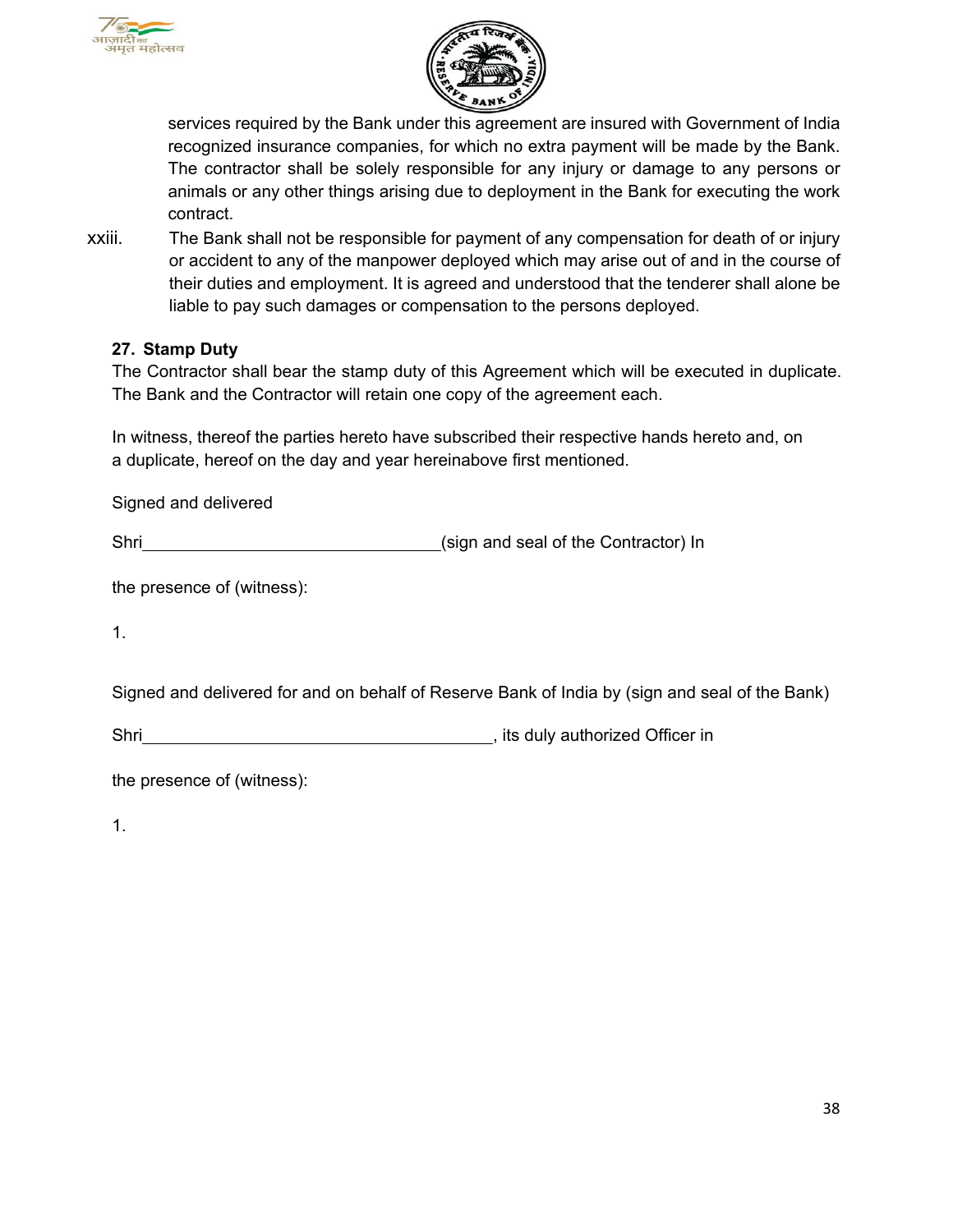services required by the Bank under this agreement are insured with Government of India recognized insurance companies, for which no extra payment will be made by the Bank. The contractor shall be solely responsible for any injury or damage to any persons or animals or any other things arising due to deployment in the Bank for executing the work contract.

xxiii. The Bank shall not be responsible for payment of any compensation for death of or injury or accident to any of the manpower deployed which may arise out of and in the course of their duties and employment. It is agreed and understood that the tenderer shall alone be liable to pay such damages or compensation to the persons deployed.

**27. Stamp Duty**

The Contractor shall bear the stamp duty of this Agreement which will be executed in duplicate. The Bank and the Contractor will retain one copy of the agreement each.

In witness, thereof the parties hereto have subscribed their respective hands hereto and, on a duplicate, hereof on the day and year hereinabove first mentioned.

Signed and delivered

Shri________________________________(sign and seal of the Contractor) In

the presence of (witness):

1.

Signed and delivered for and on behalf of Reserve Bank of India by (sign and seal of the Bank)

Shri______________________________________, its duly authorized Officer in

the presence of (witness):

1.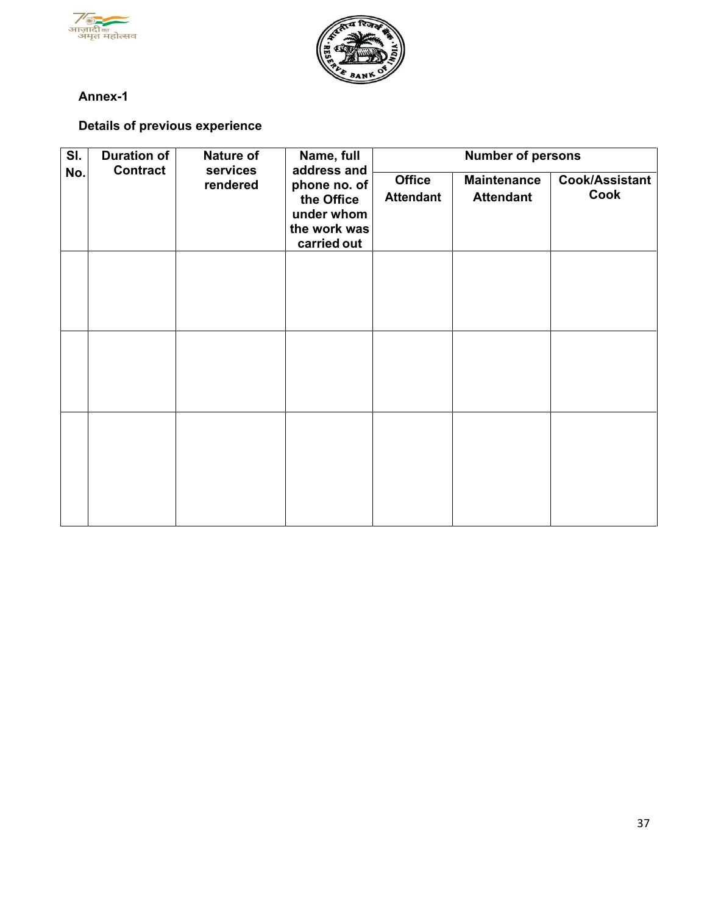**Annex-1**

**Details of previous experience**

| Sl. No. | Duration of Contract | Nature of services rendered | Name, full address and phone no. of the Office under whom the work was carried out | Number of persons | | |
|---|---|---|---|---|---|---|
| | | | | Office Attendant | Maintenance Attendant | Cook/Assistant Cook |
| | | | | | | |
| | | | | | | |
| | | | | | | |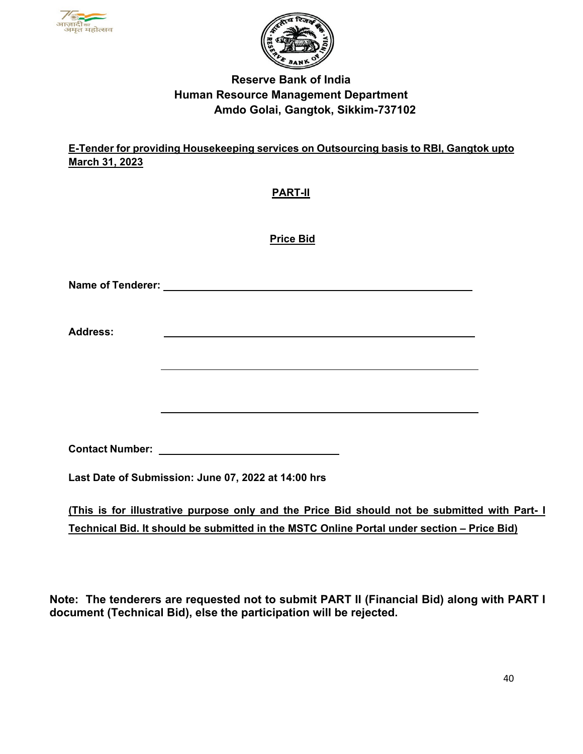# Reserve Bank of India
## Human Resource Management Department
## Amdo Golai, Gangtok, Sikkim-737102

**E-Tender for providing Housekeeping services on Outsourcing basis to RBI, Gangtok upto March 31, 2023**

**PART-II**

**Price Bid**

**Name of Tenderer:** ______________________________________________

**Address:** ______________________________________________

______________________________________________

______________________________________________

**Contact Number:** ______________________________

**Last Date of Submission: June 07, 2022 at 14:00 hrs**

**(This is for illustrative purpose only and the Price Bid should not be submitted with Part- I Technical Bid. It should be submitted in the MSTC Online Portal under section – Price Bid)**

**Note: The tenderers are requested not to submit PART II (Financial Bid) along with PART I document (Technical Bid), else the participation will be rejected.**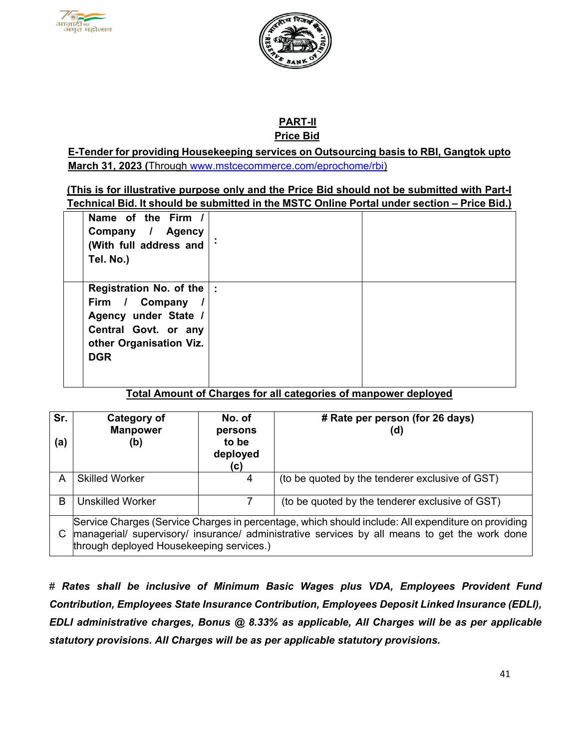## PART-II
## Price Bid

**E-Tender for providing Housekeeping services on Outsourcing basis to RBI, Gangtok upto March 31, 2023 (**Through www.mstcecommerce.com/eprochome/rbi)

**(This is for illustrative purpose only and the Price Bid should not be submitted with Part-I Technical Bid. It should be submitted in the MSTC Online Portal under section – Price Bid.)**

| | | | |
|---|---|---|---|
| | **Name of the Firm / Company / Agency (With full address and Tel. No.)** | : | |
| | **Registration No. of the Firm / Company / Agency under State / Central Govt. or any other Organisation Viz. DGR** | : | |

**Total Amount of Charges for all categories of manpower deployed**

| Sr. (a) | Category of Manpower (b) | No. of persons to be deployed (c) | # Rate per person (for 26 days) (d) |
|---|---|---|---|
| A | Skilled Worker | 4 | (to be quoted by the tenderer exclusive of GST) |
| B | Unskilled Worker | 7 | (to be quoted by the tenderer exclusive of GST) |
| C | Service Charges (Service Charges in percentage, which should include: All expenditure on providing managerial/ supervisory/ insurance/ administrative services by all means to get the work done through deployed Housekeeping services.) | | |

# ***Rates shall be inclusive of Minimum Basic Wages plus VDA, Employees Provident Fund Contribution, Employees State Insurance Contribution, Employees Deposit Linked Insurance (EDLI), EDLI administrative charges, Bonus @ 8.33% as applicable, All Charges will be as per applicable statutory provisions. All Charges will be as per applicable statutory provisions.***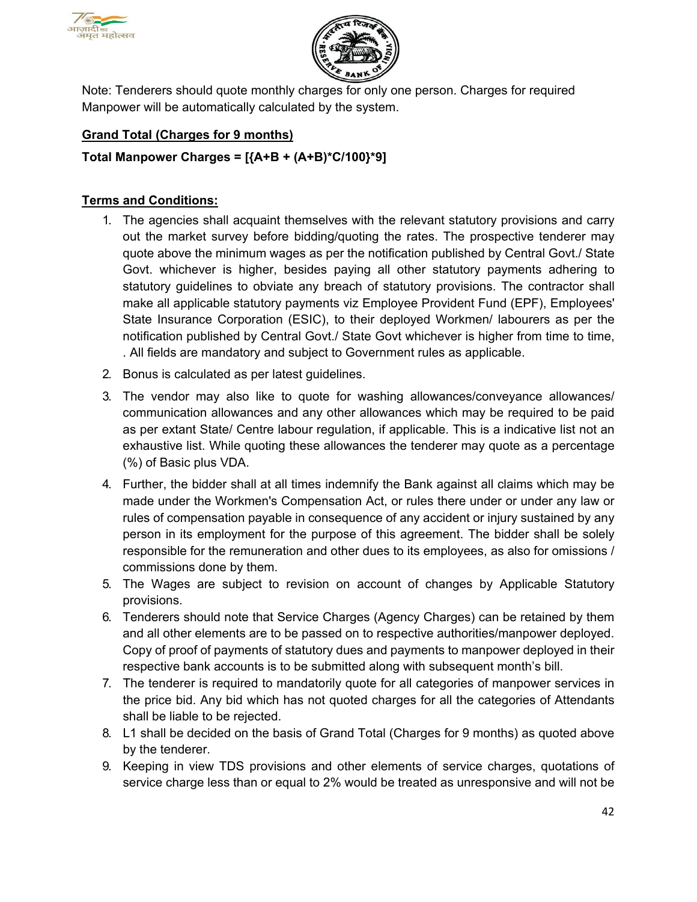Note: Tenderers should quote monthly charges for only one person. Charges for required Manpower will be automatically calculated by the system.

**Grand Total (Charges for 9 months)**

**Total Manpower Charges = [{A+B + (A+B)*C/100}*9]**

**Terms and Conditions:**

1. The agencies shall acquaint themselves with the relevant statutory provisions and carry out the market survey before bidding/quoting the rates. The prospective tenderer may quote above the minimum wages as per the notification published by Central Govt./ State Govt. whichever is higher, besides paying all other statutory payments adhering to statutory guidelines to obviate any breach of statutory provisions. The contractor shall make all applicable statutory payments viz Employee Provident Fund (EPF), Employees' State Insurance Corporation (ESIC), to their deployed Workmen/ labourers as per the notification published by Central Govt./ State Govt whichever is higher from time to time, . All fields are mandatory and subject to Government rules as applicable.
2. Bonus is calculated as per latest guidelines.
3. The vendor may also like to quote for washing allowances/conveyance allowances/ communication allowances and any other allowances which may be required to be paid as per extant State/ Centre labour regulation, if applicable. This is a indicative list not an exhaustive list. While quoting these allowances the tenderer may quote as a percentage (%) of Basic plus VDA.
4. Further, the bidder shall at all times indemnify the Bank against all claims which may be made under the Workmen's Compensation Act, or rules there under or under any law or rules of compensation payable in consequence of any accident or injury sustained by any person in its employment for the purpose of this agreement. The bidder shall be solely responsible for the remuneration and other dues to its employees, as also for omissions / commissions done by them.
5. The Wages are subject to revision on account of changes by Applicable Statutory provisions.
6. Tenderers should note that Service Charges (Agency Charges) can be retained by them and all other elements are to be passed on to respective authorities/manpower deployed. Copy of proof of payments of statutory dues and payments to manpower deployed in their respective bank accounts is to be submitted along with subsequent month's bill.
7. The tenderer is required to mandatorily quote for all categories of manpower services in the price bid. Any bid which has not quoted charges for all the categories of Attendants shall be liable to be rejected.
8. L1 shall be decided on the basis of Grand Total (Charges for 9 months) as quoted above by the tenderer.
9. Keeping in view TDS provisions and other elements of service charges, quotations of service charge less than or equal to 2% would be treated as unresponsive and will not be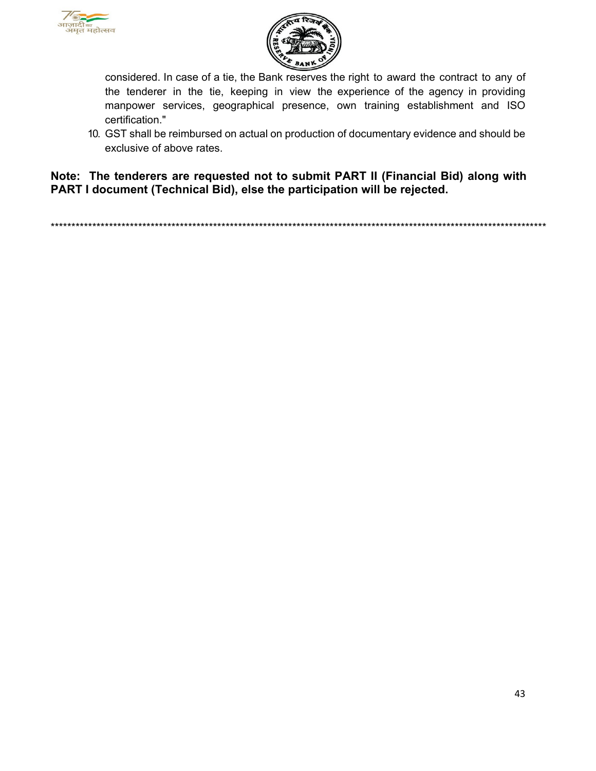considered. In case of a tie, the Bank reserves the right to award the contract to any of the tenderer in the tie, keeping in view the experience of the agency in providing manpower services, geographical presence, own training establishment and ISO certification."

10. GST shall be reimbursed on actual on production of documentary evidence and should be exclusive of above rates.

**Note: The tenderers are requested not to submit PART II (Financial Bid) along with PART I document (Technical Bid), else the participation will be rejected.**

***********************************************************************************************************************